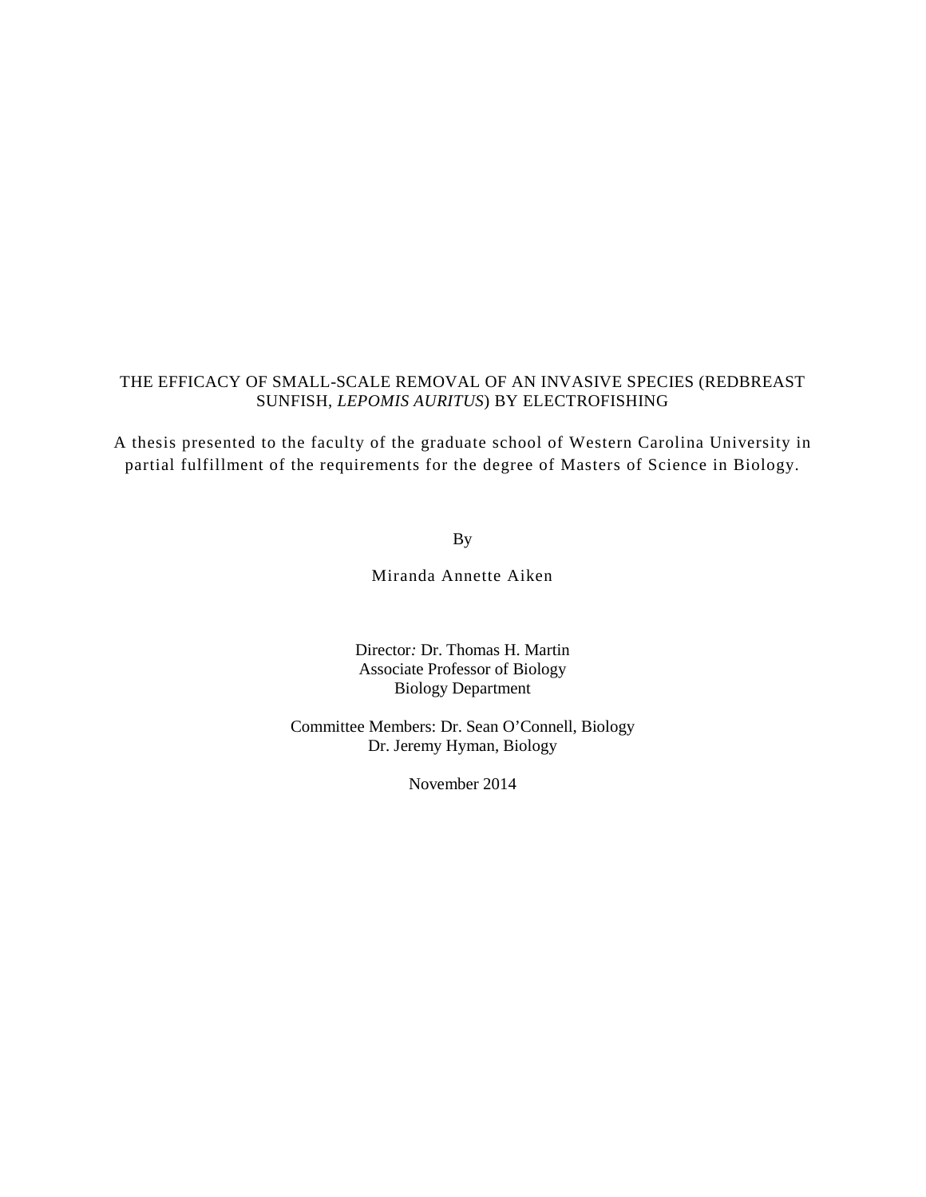# THE EFFICACY OF SMALL-SCALE REMOVAL OF AN INVASIVE SPECIES (REDBREAST SUNFISH, *LEPOMIS AURITUS*) BY ELECTROFISHING

A thesis presented to the faculty of the graduate school of Western Carolina University in partial fulfillment of the requirements for the degree of Masters of Science in Biology.

By

Miranda Annette Aiken

Director*:* Dr. Thomas H. Martin
Associate Professor of Biology
Biology Department

Committee Members: Dr. Sean O'Connell, Biology
Dr. Jeremy Hyman, Biology

November 2014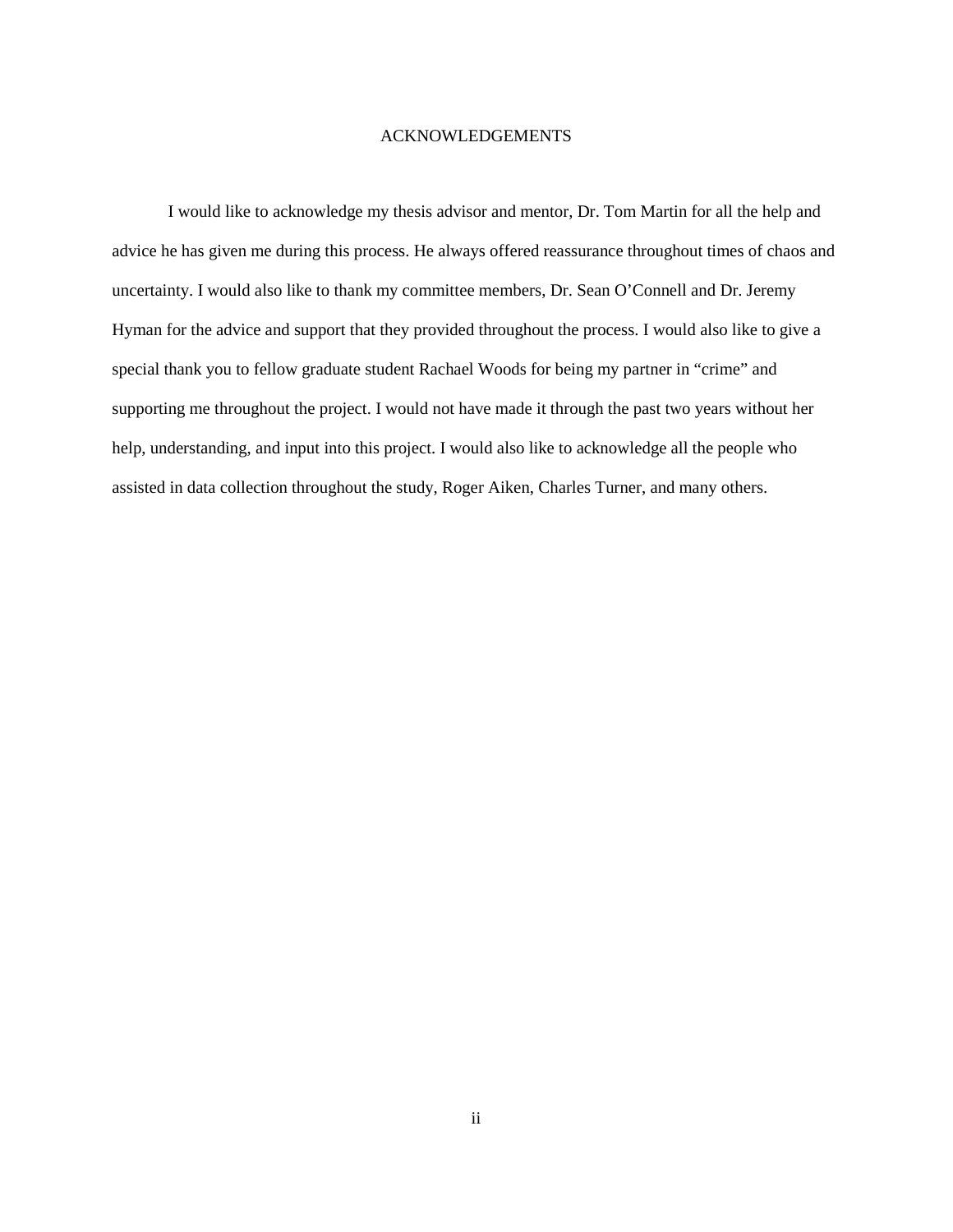# ACKNOWLEDGEMENTS

I would like to acknowledge my thesis advisor and mentor, Dr. Tom Martin for all the help and advice he has given me during this process. He always offered reassurance throughout times of chaos and uncertainty. I would also like to thank my committee members, Dr. Sean O'Connell and Dr. Jeremy Hyman for the advice and support that they provided throughout the process. I would also like to give a special thank you to fellow graduate student Rachael Woods for being my partner in "crime" and supporting me throughout the project. I would not have made it through the past two years without her help, understanding, and input into this project. I would also like to acknowledge all the people who assisted in data collection throughout the study, Roger Aiken, Charles Turner, and many others.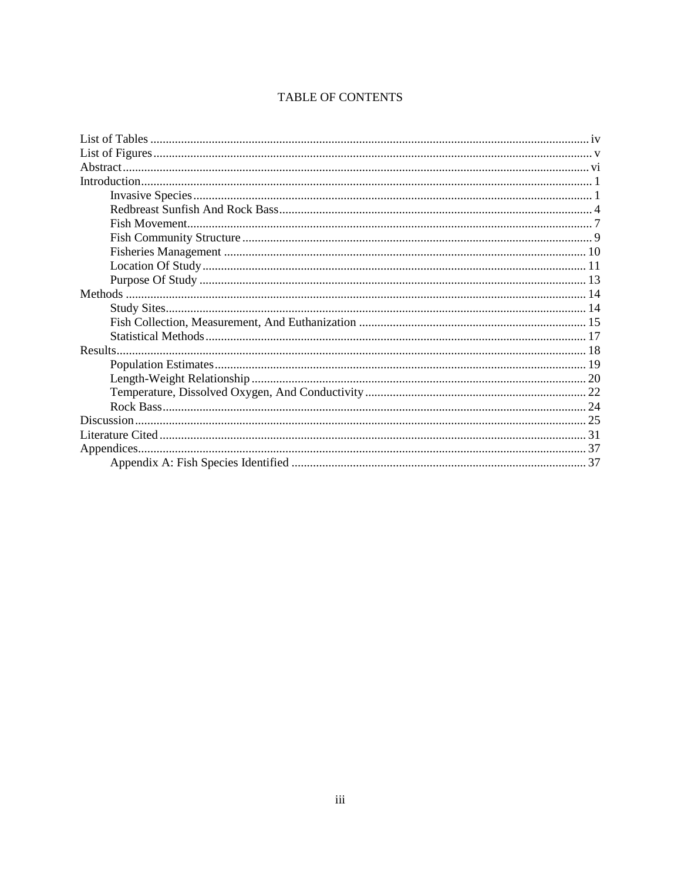# TABLE OF CONTENTS

- List of Tables ..... iv
- List of Figures ..... v
- Abstract ..... vi
- Introduction ..... 1
    - Invasive Species ..... 1
    - Redbreast Sunfish And Rock Bass ..... 4
    - Fish Movement ..... 7
    - Fish Community Structure ..... 9
    - Fisheries Management ..... 10
    - Location Of Study ..... 11
    - Purpose Of Study ..... 13
- Methods ..... 14
    - Study Sites ..... 14
    - Fish Collection, Measurement, And Euthanization ..... 15
    - Statistical Methods ..... 17
- Results ..... 18
    - Population Estimates ..... 19
    - Length-Weight Relationship ..... 20
    - Temperature, Dissolved Oxygen, And Conductivity ..... 22
    - Rock Bass ..... 24
- Discussion ..... 25
- Literature Cited ..... 31
- Appendices ..... 37
    - Appendix A: Fish Species Identified ..... 37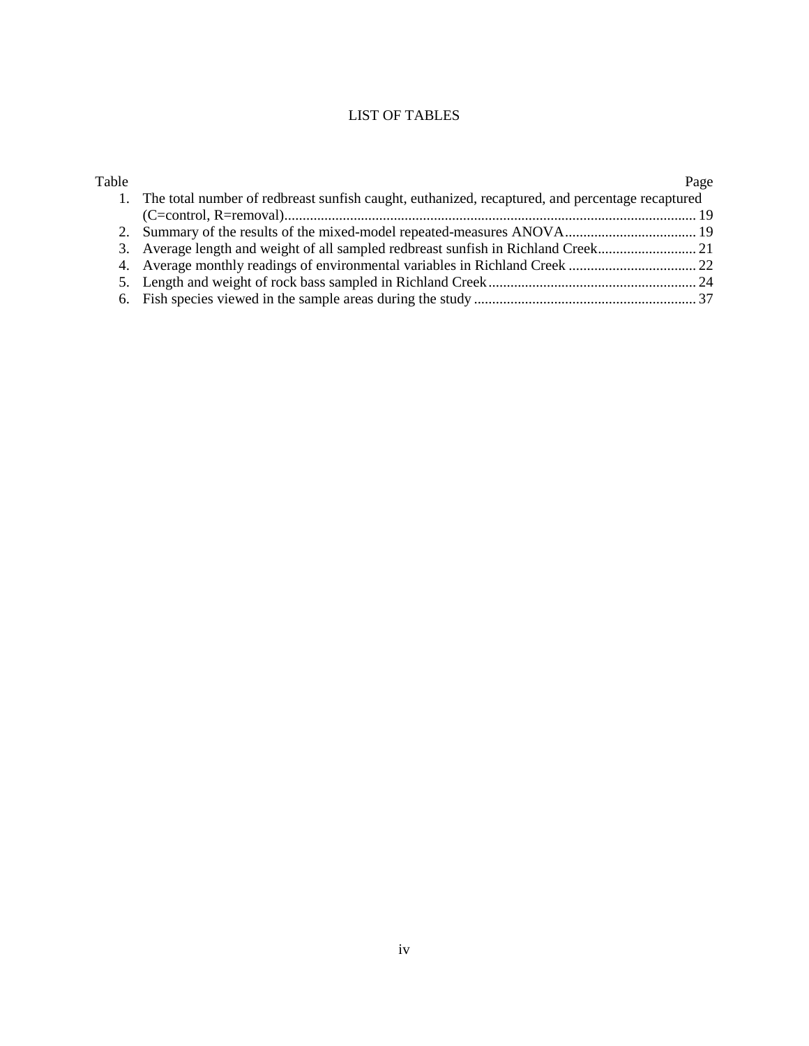# LIST OF TABLES

| Table | | Page |
|---|---|---|
| 1. | The total number of redbreast sunfish caught, euthanized, recaptured, and percentage recaptured (C=control, R=removal) | 19 |
| 2. | Summary of the results of the mixed-model repeated-measures ANOVA | 19 |
| 3. | Average length and weight of all sampled redbreast sunfish in Richland Creek | 21 |
| 4. | Average monthly readings of environmental variables in Richland Creek | 22 |
| 5. | Length and weight of rock bass sampled in Richland Creek | 24 |
| 6. | Fish species viewed in the sample areas during the study | 37 |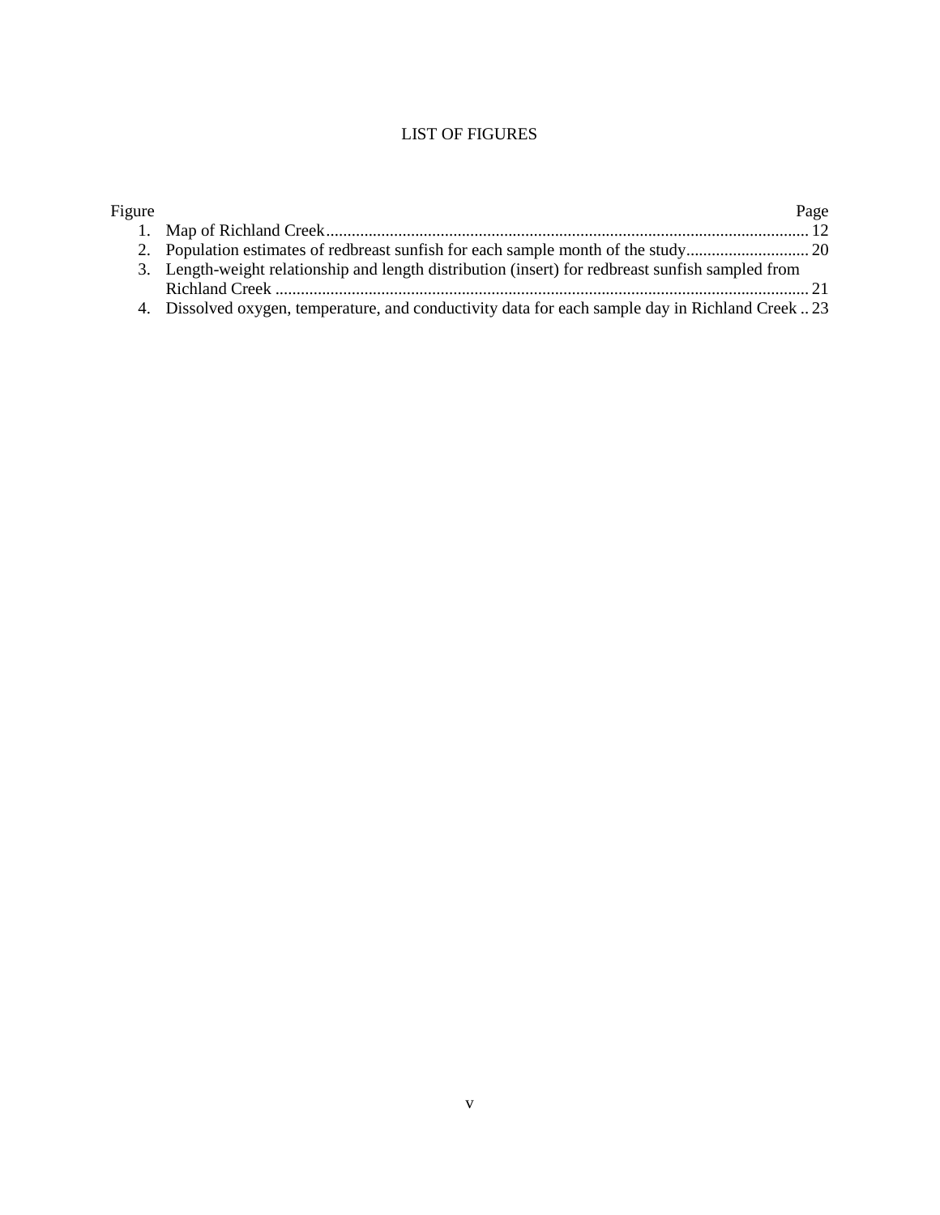# LIST OF FIGURES

| Figure | | Page |
|---|---|---|
| 1. | Map of Richland Creek | 12 |
| 2. | Population estimates of redbreast sunfish for each sample month of the study | 20 |
| 3. | Length-weight relationship and length distribution (insert) for redbreast sunfish sampled from Richland Creek | 21 |
| 4. | Dissolved oxygen, temperature, and conductivity data for each sample day in Richland Creek | 23 |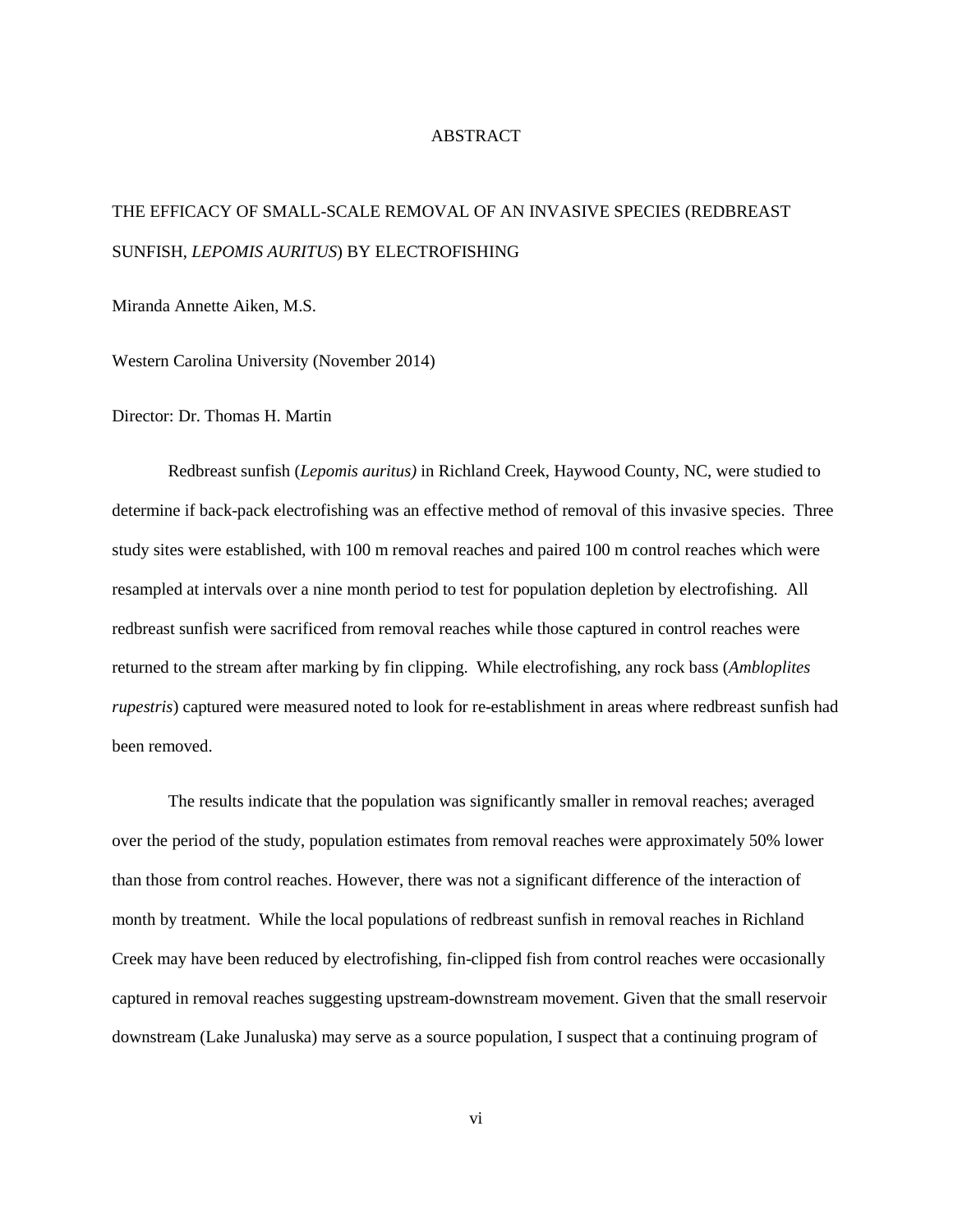# ABSTRACT

THE EFFICACY OF SMALL-SCALE REMOVAL OF AN INVASIVE SPECIES (REDBREAST SUNFISH, *LEPOMIS AURITUS*) BY ELECTROFISHING

Miranda Annette Aiken, M.S.

Western Carolina University (November 2014)

Director: Dr. Thomas H. Martin

Redbreast sunfish (*Lepomis auritus)* in Richland Creek, Haywood County, NC, were studied to determine if back-pack electrofishing was an effective method of removal of this invasive species. Three study sites were established, with 100 m removal reaches and paired 100 m control reaches which were resampled at intervals over a nine month period to test for population depletion by electrofishing. All redbreast sunfish were sacrificed from removal reaches while those captured in control reaches were returned to the stream after marking by fin clipping. While electrofishing, any rock bass (*Ambloplites rupestris*) captured were measured noted to look for re-establishment in areas where redbreast sunfish had been removed.

The results indicate that the population was significantly smaller in removal reaches; averaged over the period of the study, population estimates from removal reaches were approximately 50% lower than those from control reaches. However, there was not a significant difference of the interaction of month by treatment. While the local populations of redbreast sunfish in removal reaches in Richland Creek may have been reduced by electrofishing, fin-clipped fish from control reaches were occasionally captured in removal reaches suggesting upstream-downstream movement. Given that the small reservoir downstream (Lake Junaluska) may serve as a source population, I suspect that a continuing program of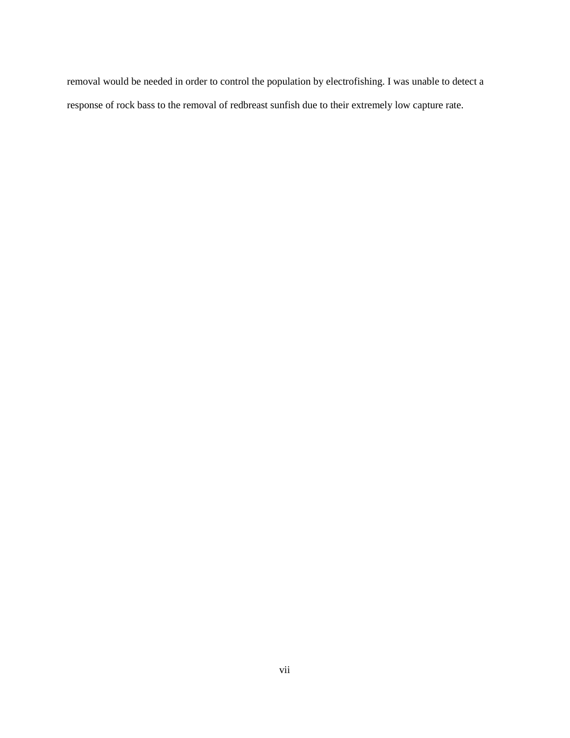removal would be needed in order to control the population by electrofishing. I was unable to detect a response of rock bass to the removal of redbreast sunfish due to their extremely low capture rate.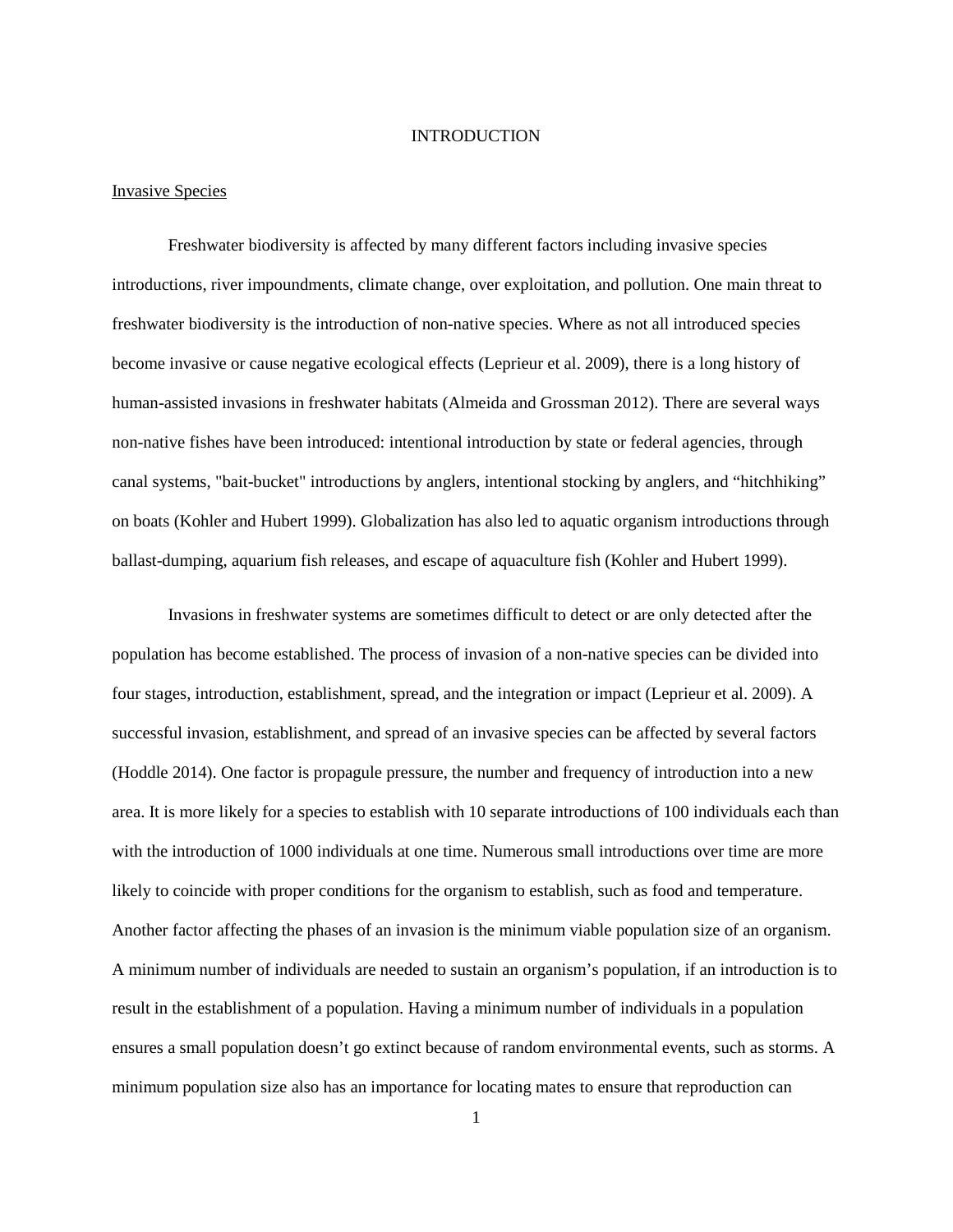# INTRODUCTION

## Invasive Species

Freshwater biodiversity is affected by many different factors including invasive species introductions, river impoundments, climate change, over exploitation, and pollution. One main threat to freshwater biodiversity is the introduction of non-native species. Where as not all introduced species become invasive or cause negative ecological effects (Leprieur et al. 2009), there is a long history of human-assisted invasions in freshwater habitats (Almeida and Grossman 2012). There are several ways non-native fishes have been introduced: intentional introduction by state or federal agencies, through canal systems, "bait-bucket" introductions by anglers, intentional stocking by anglers, and “hitchhiking” on boats (Kohler and Hubert 1999). Globalization has also led to aquatic organism introductions through ballast-dumping, aquarium fish releases, and escape of aquaculture fish (Kohler and Hubert 1999).

Invasions in freshwater systems are sometimes difficult to detect or are only detected after the population has become established. The process of invasion of a non-native species can be divided into four stages, introduction, establishment, spread, and the integration or impact (Leprieur et al. 2009). A successful invasion, establishment, and spread of an invasive species can be affected by several factors (Hoddle 2014). One factor is propagule pressure, the number and frequency of introduction into a new area. It is more likely for a species to establish with 10 separate introductions of 100 individuals each than with the introduction of 1000 individuals at one time. Numerous small introductions over time are more likely to coincide with proper conditions for the organism to establish, such as food and temperature. Another factor affecting the phases of an invasion is the minimum viable population size of an organism. A minimum number of individuals are needed to sustain an organism’s population, if an introduction is to result in the establishment of a population. Having a minimum number of individuals in a population ensures a small population doesn’t go extinct because of random environmental events, such as storms. A minimum population size also has an importance for locating mates to ensure that reproduction can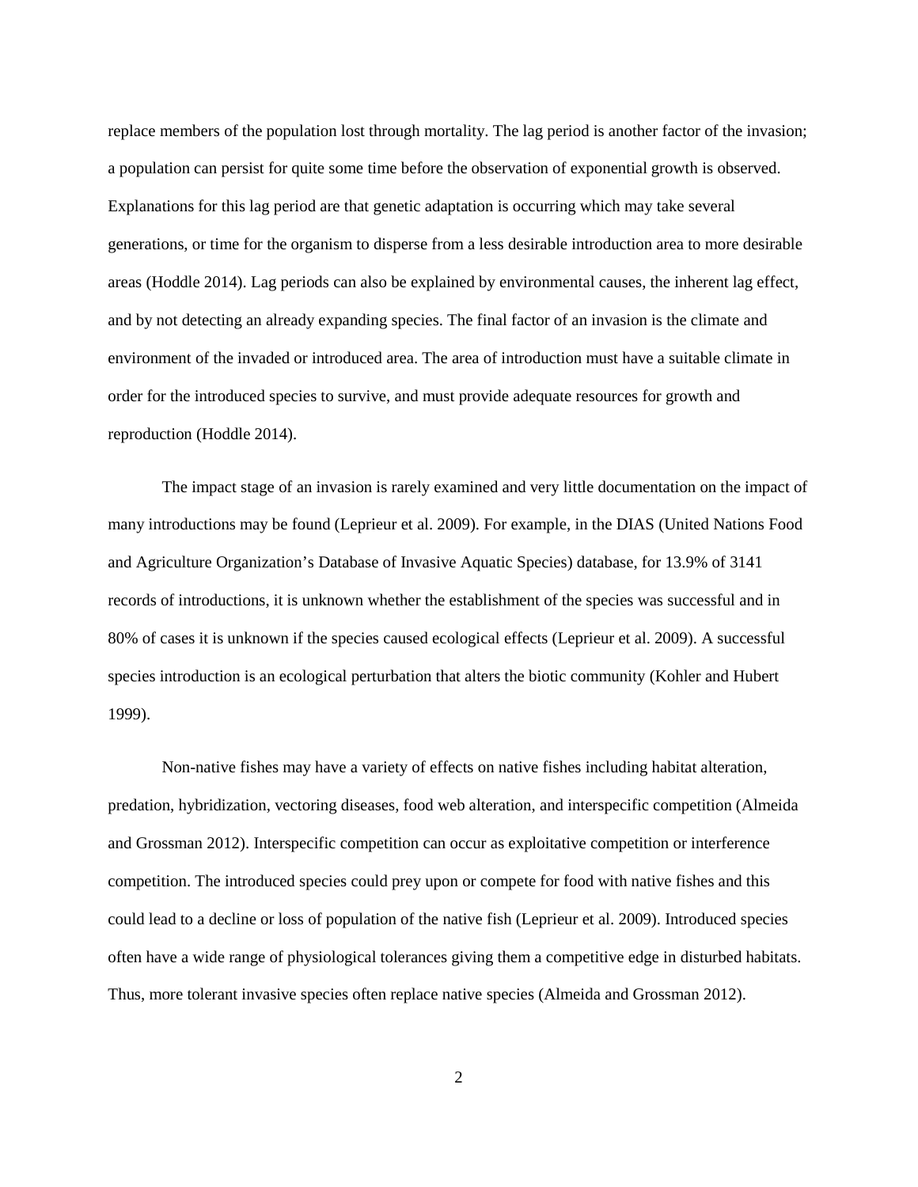replace members of the population lost through mortality. The lag period is another factor of the invasion; a population can persist for quite some time before the observation of exponential growth is observed. Explanations for this lag period are that genetic adaptation is occurring which may take several generations, or time for the organism to disperse from a less desirable introduction area to more desirable areas (Hoddle 2014). Lag periods can also be explained by environmental causes, the inherent lag effect, and by not detecting an already expanding species. The final factor of an invasion is the climate and environment of the invaded or introduced area. The area of introduction must have a suitable climate in order for the introduced species to survive, and must provide adequate resources for growth and reproduction (Hoddle 2014).

The impact stage of an invasion is rarely examined and very little documentation on the impact of many introductions may be found (Leprieur et al. 2009). For example, in the DIAS (United Nations Food and Agriculture Organization's Database of Invasive Aquatic Species) database, for 13.9% of 3141 records of introductions, it is unknown whether the establishment of the species was successful and in 80% of cases it is unknown if the species caused ecological effects (Leprieur et al. 2009). A successful species introduction is an ecological perturbation that alters the biotic community (Kohler and Hubert 1999).

Non-native fishes may have a variety of effects on native fishes including habitat alteration, predation, hybridization, vectoring diseases, food web alteration, and interspecific competition (Almeida and Grossman 2012). Interspecific competition can occur as exploitative competition or interference competition. The introduced species could prey upon or compete for food with native fishes and this could lead to a decline or loss of population of the native fish (Leprieur et al. 2009). Introduced species often have a wide range of physiological tolerances giving them a competitive edge in disturbed habitats. Thus, more tolerant invasive species often replace native species (Almeida and Grossman 2012).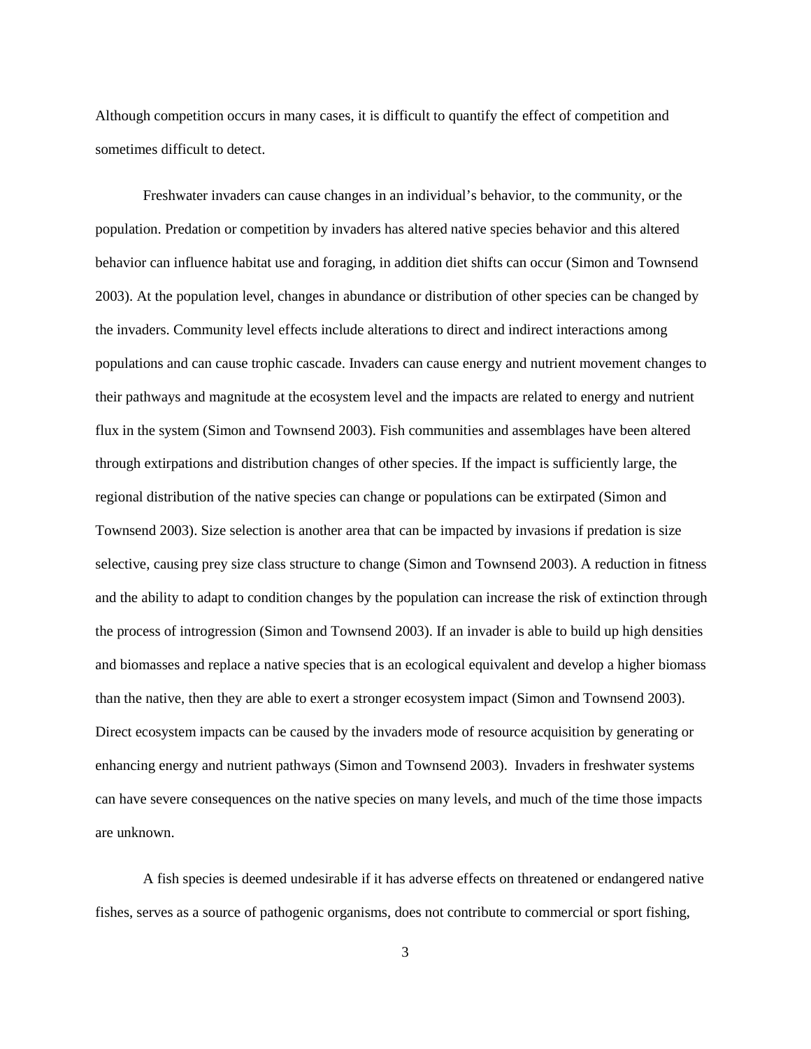Although competition occurs in many cases, it is difficult to quantify the effect of competition and sometimes difficult to detect.

Freshwater invaders can cause changes in an individual's behavior, to the community, or the population. Predation or competition by invaders has altered native species behavior and this altered behavior can influence habitat use and foraging, in addition diet shifts can occur (Simon and Townsend 2003). At the population level, changes in abundance or distribution of other species can be changed by the invaders. Community level effects include alterations to direct and indirect interactions among populations and can cause trophic cascade. Invaders can cause energy and nutrient movement changes to their pathways and magnitude at the ecosystem level and the impacts are related to energy and nutrient flux in the system (Simon and Townsend 2003). Fish communities and assemblages have been altered through extirpations and distribution changes of other species. If the impact is sufficiently large, the regional distribution of the native species can change or populations can be extirpated (Simon and Townsend 2003). Size selection is another area that can be impacted by invasions if predation is size selective, causing prey size class structure to change (Simon and Townsend 2003). A reduction in fitness and the ability to adapt to condition changes by the population can increase the risk of extinction through the process of introgression (Simon and Townsend 2003). If an invader is able to build up high densities and biomasses and replace a native species that is an ecological equivalent and develop a higher biomass than the native, then they are able to exert a stronger ecosystem impact (Simon and Townsend 2003). Direct ecosystem impacts can be caused by the invaders mode of resource acquisition by generating or enhancing energy and nutrient pathways (Simon and Townsend 2003). Invaders in freshwater systems can have severe consequences on the native species on many levels, and much of the time those impacts are unknown.

A fish species is deemed undesirable if it has adverse effects on threatened or endangered native fishes, serves as a source of pathogenic organisms, does not contribute to commercial or sport fishing,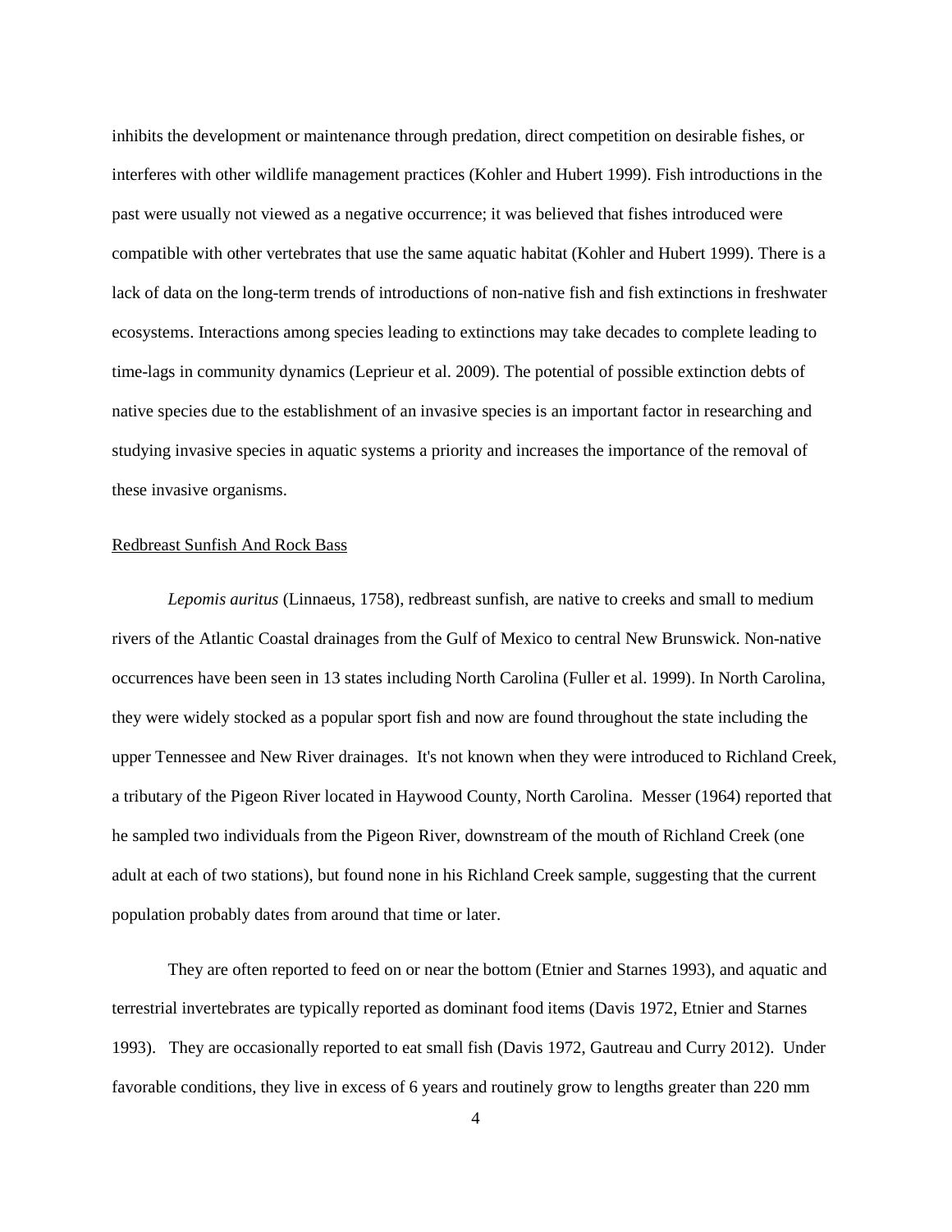inhibits the development or maintenance through predation, direct competition on desirable fishes, or interferes with other wildlife management practices (Kohler and Hubert 1999). Fish introductions in the past were usually not viewed as a negative occurrence; it was believed that fishes introduced were compatible with other vertebrates that use the same aquatic habitat (Kohler and Hubert 1999). There is a lack of data on the long-term trends of introductions of non-native fish and fish extinctions in freshwater ecosystems. Interactions among species leading to extinctions may take decades to complete leading to time-lags in community dynamics (Leprieur et al. 2009). The potential of possible extinction debts of native species due to the establishment of an invasive species is an important factor in researching and studying invasive species in aquatic systems a priority and increases the importance of the removal of these invasive organisms.

<u>Redbreast Sunfish And Rock Bass</u>

*Lepomis auritus* (Linnaeus, 1758), redbreast sunfish, are native to creeks and small to medium rivers of the Atlantic Coastal drainages from the Gulf of Mexico to central New Brunswick. Non-native occurrences have been seen in 13 states including North Carolina (Fuller et al. 1999). In North Carolina, they were widely stocked as a popular sport fish and now are found throughout the state including the upper Tennessee and New River drainages. It's not known when they were introduced to Richland Creek, a tributary of the Pigeon River located in Haywood County, North Carolina. Messer (1964) reported that he sampled two individuals from the Pigeon River, downstream of the mouth of Richland Creek (one adult at each of two stations), but found none in his Richland Creek sample, suggesting that the current population probably dates from around that time or later.

They are often reported to feed on or near the bottom (Etnier and Starnes 1993), and aquatic and terrestrial invertebrates are typically reported as dominant food items (Davis 1972, Etnier and Starnes 1993). They are occasionally reported to eat small fish (Davis 1972, Gautreau and Curry 2012). Under favorable conditions, they live in excess of 6 years and routinely grow to lengths greater than 220 mm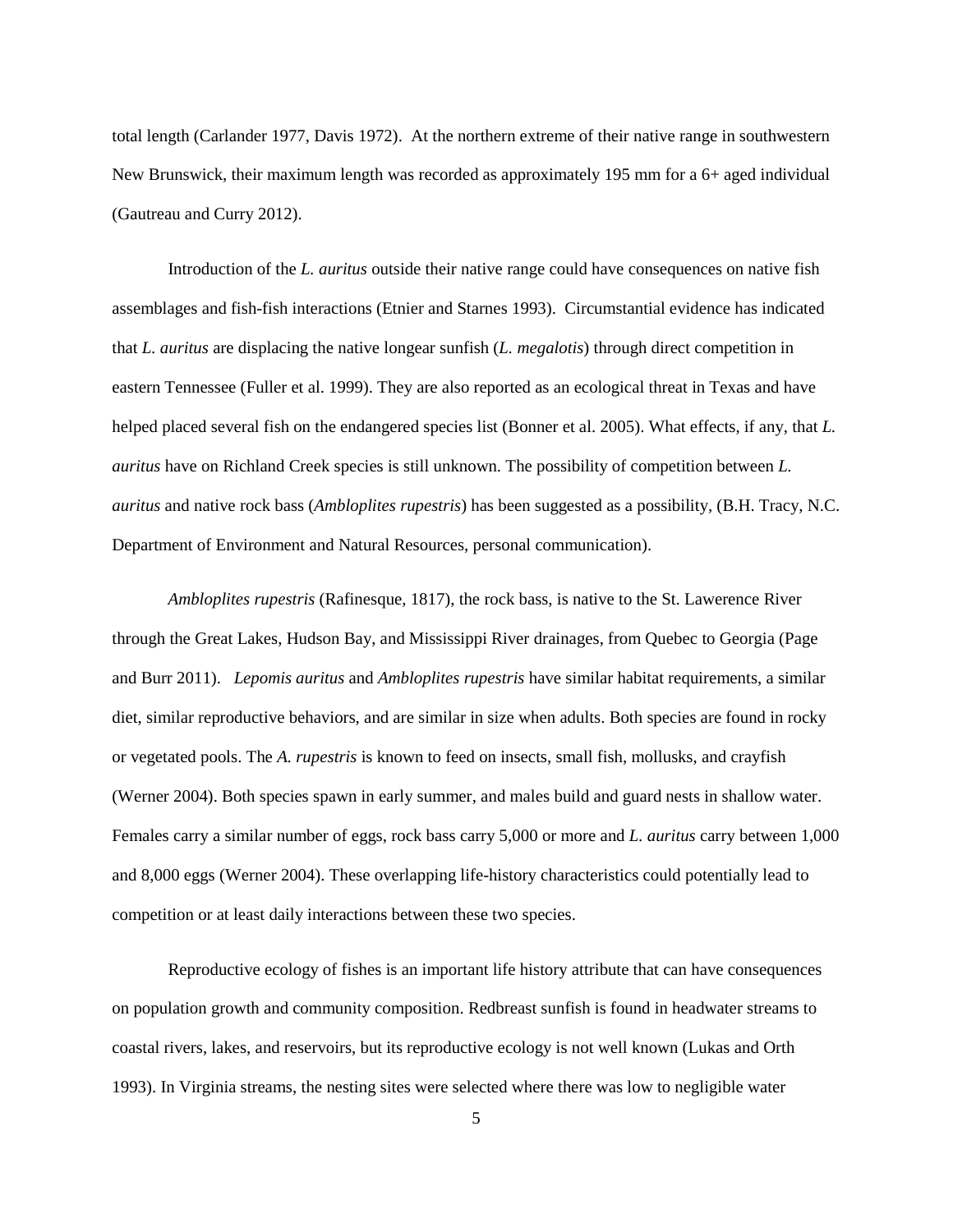total length (Carlander 1977, Davis 1972). At the northern extreme of their native range in southwestern New Brunswick, their maximum length was recorded as approximately 195 mm for a 6+ aged individual (Gautreau and Curry 2012).

Introduction of the *L. auritus* outside their native range could have consequences on native fish assemblages and fish-fish interactions (Etnier and Starnes 1993). Circumstantial evidence has indicated that *L. auritus* are displacing the native longear sunfish (*L. megalotis*) through direct competition in eastern Tennessee (Fuller et al. 1999). They are also reported as an ecological threat in Texas and have helped placed several fish on the endangered species list (Bonner et al. 2005). What effects, if any, that *L. auritus* have on Richland Creek species is still unknown. The possibility of competition between *L. auritus* and native rock bass (*Ambloplites rupestris*) has been suggested as a possibility, (B.H. Tracy, N.C. Department of Environment and Natural Resources, personal communication).

*Ambloplites rupestris* (Rafinesque, 1817), the rock bass, is native to the St. Lawerence River through the Great Lakes, Hudson Bay, and Mississippi River drainages, from Quebec to Georgia (Page and Burr 2011). *Lepomis auritus* and *Ambloplites rupestris* have similar habitat requirements, a similar diet, similar reproductive behaviors, and are similar in size when adults. Both species are found in rocky or vegetated pools. The *A. rupestris* is known to feed on insects, small fish, mollusks, and crayfish (Werner 2004). Both species spawn in early summer, and males build and guard nests in shallow water. Females carry a similar number of eggs, rock bass carry 5,000 or more and *L. auritus* carry between 1,000 and 8,000 eggs (Werner 2004). These overlapping life-history characteristics could potentially lead to competition or at least daily interactions between these two species.

Reproductive ecology of fishes is an important life history attribute that can have consequences on population growth and community composition. Redbreast sunfish is found in headwater streams to coastal rivers, lakes, and reservoirs, but its reproductive ecology is not well known (Lukas and Orth 1993). In Virginia streams, the nesting sites were selected where there was low to negligible water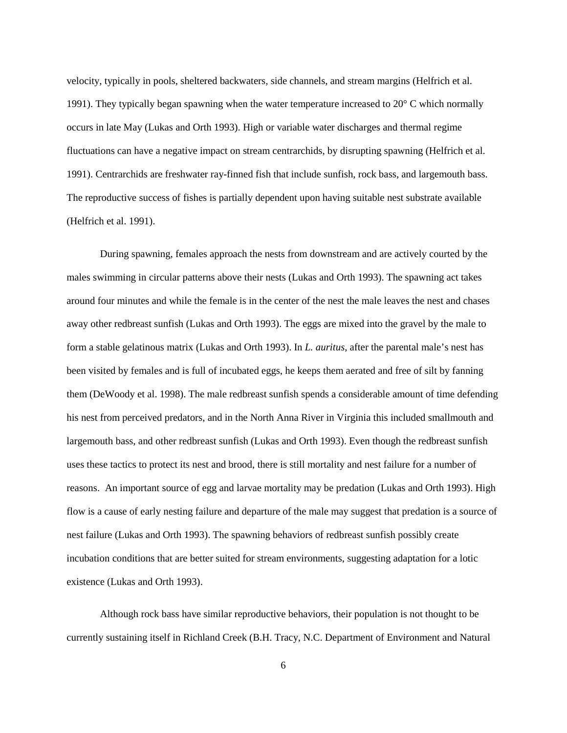velocity, typically in pools, sheltered backwaters, side channels, and stream margins (Helfrich et al. 1991). They typically began spawning when the water temperature increased to 20° C which normally occurs in late May (Lukas and Orth 1993). High or variable water discharges and thermal regime fluctuations can have a negative impact on stream centrarchids, by disrupting spawning (Helfrich et al. 1991). Centrarchids are freshwater ray-finned fish that include sunfish, rock bass, and largemouth bass. The reproductive success of fishes is partially dependent upon having suitable nest substrate available (Helfrich et al. 1991).

During spawning, females approach the nests from downstream and are actively courted by the males swimming in circular patterns above their nests (Lukas and Orth 1993). The spawning act takes around four minutes and while the female is in the center of the nest the male leaves the nest and chases away other redbreast sunfish (Lukas and Orth 1993). The eggs are mixed into the gravel by the male to form a stable gelatinous matrix (Lukas and Orth 1993). In *L. auritus*, after the parental male's nest has been visited by females and is full of incubated eggs, he keeps them aerated and free of silt by fanning them (DeWoody et al. 1998). The male redbreast sunfish spends a considerable amount of time defending his nest from perceived predators, and in the North Anna River in Virginia this included smallmouth and largemouth bass, and other redbreast sunfish (Lukas and Orth 1993). Even though the redbreast sunfish uses these tactics to protect its nest and brood, there is still mortality and nest failure for a number of reasons. An important source of egg and larvae mortality may be predation (Lukas and Orth 1993). High flow is a cause of early nesting failure and departure of the male may suggest that predation is a source of nest failure (Lukas and Orth 1993). The spawning behaviors of redbreast sunfish possibly create incubation conditions that are better suited for stream environments, suggesting adaptation for a lotic existence (Lukas and Orth 1993).

Although rock bass have similar reproductive behaviors, their population is not thought to be currently sustaining itself in Richland Creek (B.H. Tracy, N.C. Department of Environment and Natural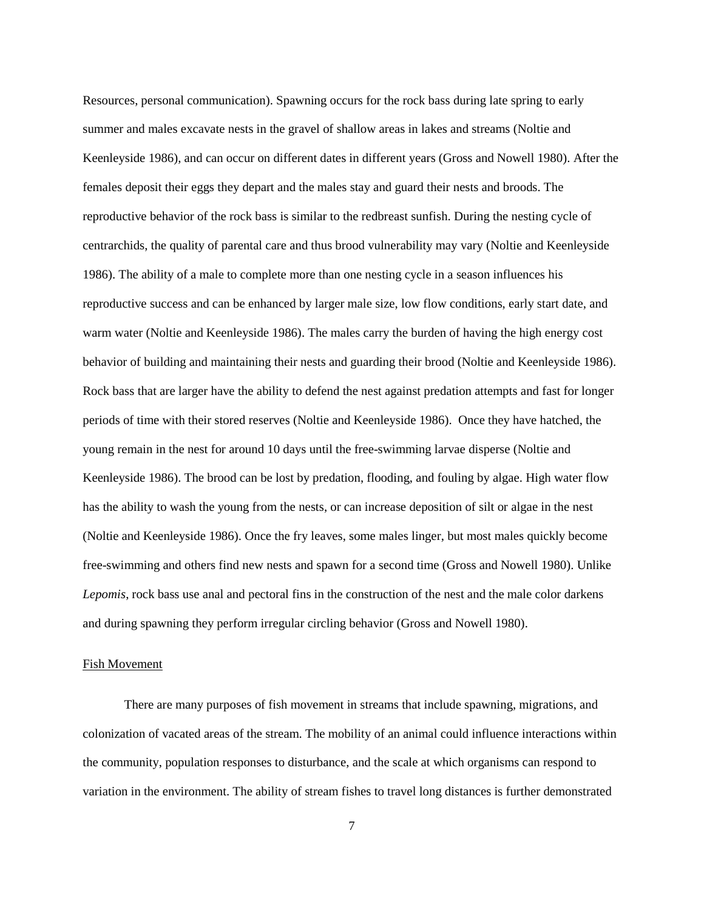Resources, personal communication). Spawning occurs for the rock bass during late spring to early summer and males excavate nests in the gravel of shallow areas in lakes and streams (Noltie and Keenleyside 1986), and can occur on different dates in different years (Gross and Nowell 1980). After the females deposit their eggs they depart and the males stay and guard their nests and broods. The reproductive behavior of the rock bass is similar to the redbreast sunfish. During the nesting cycle of centrarchids, the quality of parental care and thus brood vulnerability may vary (Noltie and Keenleyside 1986). The ability of a male to complete more than one nesting cycle in a season influences his reproductive success and can be enhanced by larger male size, low flow conditions, early start date, and warm water (Noltie and Keenleyside 1986). The males carry the burden of having the high energy cost behavior of building and maintaining their nests and guarding their brood (Noltie and Keenleyside 1986). Rock bass that are larger have the ability to defend the nest against predation attempts and fast for longer periods of time with their stored reserves (Noltie and Keenleyside 1986). Once they have hatched, the young remain in the nest for around 10 days until the free-swimming larvae disperse (Noltie and Keenleyside 1986). The brood can be lost by predation, flooding, and fouling by algae. High water flow has the ability to wash the young from the nests, or can increase deposition of silt or algae in the nest (Noltie and Keenleyside 1986). Once the fry leaves, some males linger, but most males quickly become free-swimming and others find new nests and spawn for a second time (Gross and Nowell 1980). Unlike *Lepomis*, rock bass use anal and pectoral fins in the construction of the nest and the male color darkens and during spawning they perform irregular circling behavior (Gross and Nowell 1980).

Fish Movement

There are many purposes of fish movement in streams that include spawning, migrations, and colonization of vacated areas of the stream. The mobility of an animal could influence interactions within the community, population responses to disturbance, and the scale at which organisms can respond to variation in the environment. The ability of stream fishes to travel long distances is further demonstrated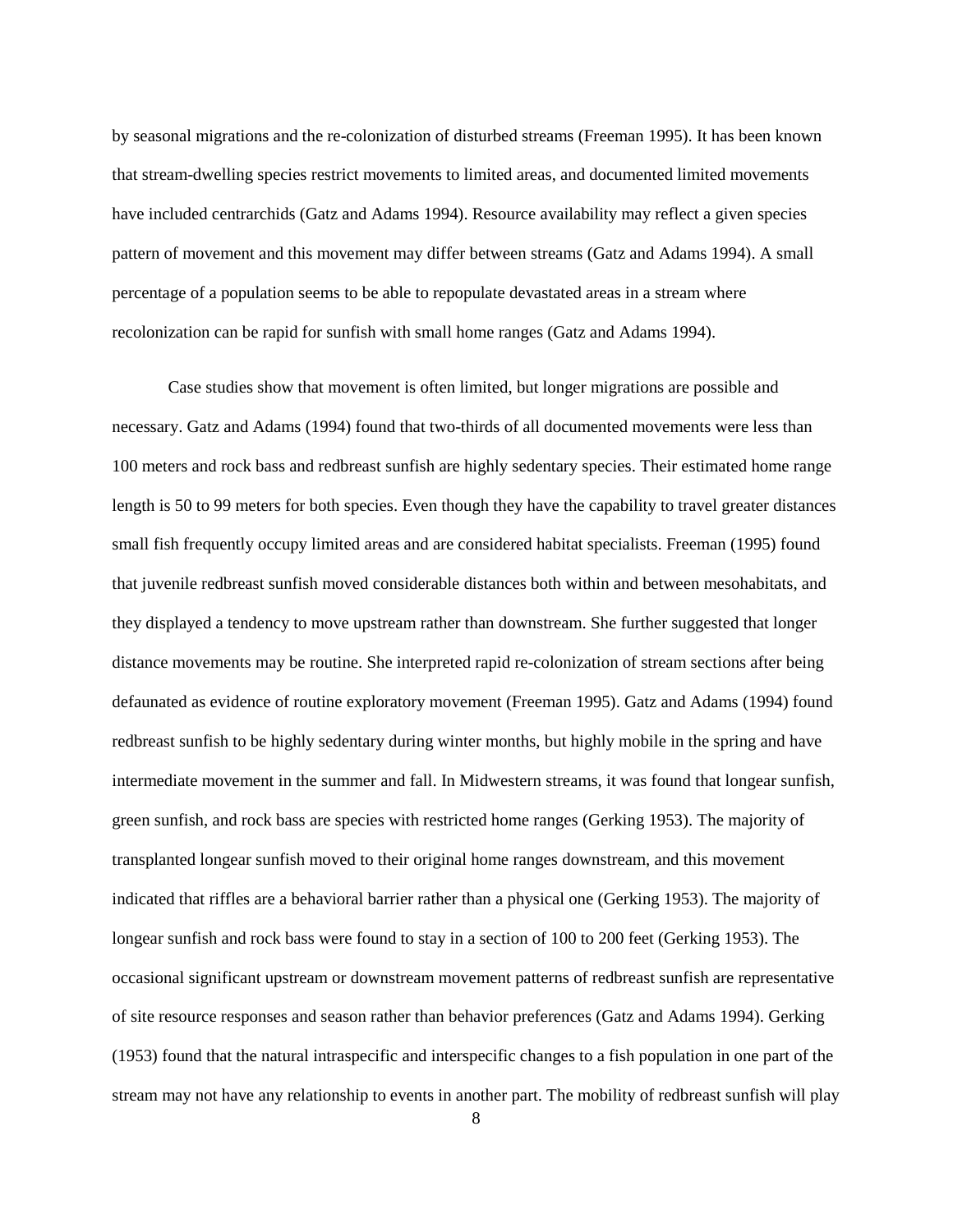by seasonal migrations and the re-colonization of disturbed streams (Freeman 1995). It has been known that stream-dwelling species restrict movements to limited areas, and documented limited movements have included centrarchids (Gatz and Adams 1994). Resource availability may reflect a given species pattern of movement and this movement may differ between streams (Gatz and Adams 1994). A small percentage of a population seems to be able to repopulate devastated areas in a stream where recolonization can be rapid for sunfish with small home ranges (Gatz and Adams 1994).

Case studies show that movement is often limited, but longer migrations are possible and necessary. Gatz and Adams (1994) found that two-thirds of all documented movements were less than 100 meters and rock bass and redbreast sunfish are highly sedentary species. Their estimated home range length is 50 to 99 meters for both species. Even though they have the capability to travel greater distances small fish frequently occupy limited areas and are considered habitat specialists. Freeman (1995) found that juvenile redbreast sunfish moved considerable distances both within and between mesohabitats, and they displayed a tendency to move upstream rather than downstream. She further suggested that longer distance movements may be routine. She interpreted rapid re-colonization of stream sections after being defaunated as evidence of routine exploratory movement (Freeman 1995). Gatz and Adams (1994) found redbreast sunfish to be highly sedentary during winter months, but highly mobile in the spring and have intermediate movement in the summer and fall. In Midwestern streams, it was found that longear sunfish, green sunfish, and rock bass are species with restricted home ranges (Gerking 1953). The majority of transplanted longear sunfish moved to their original home ranges downstream, and this movement indicated that riffles are a behavioral barrier rather than a physical one (Gerking 1953). The majority of longear sunfish and rock bass were found to stay in a section of 100 to 200 feet (Gerking 1953). The occasional significant upstream or downstream movement patterns of redbreast sunfish are representative of site resource responses and season rather than behavior preferences (Gatz and Adams 1994). Gerking (1953) found that the natural intraspecific and interspecific changes to a fish population in one part of the stream may not have any relationship to events in another part. The mobility of redbreast sunfish will play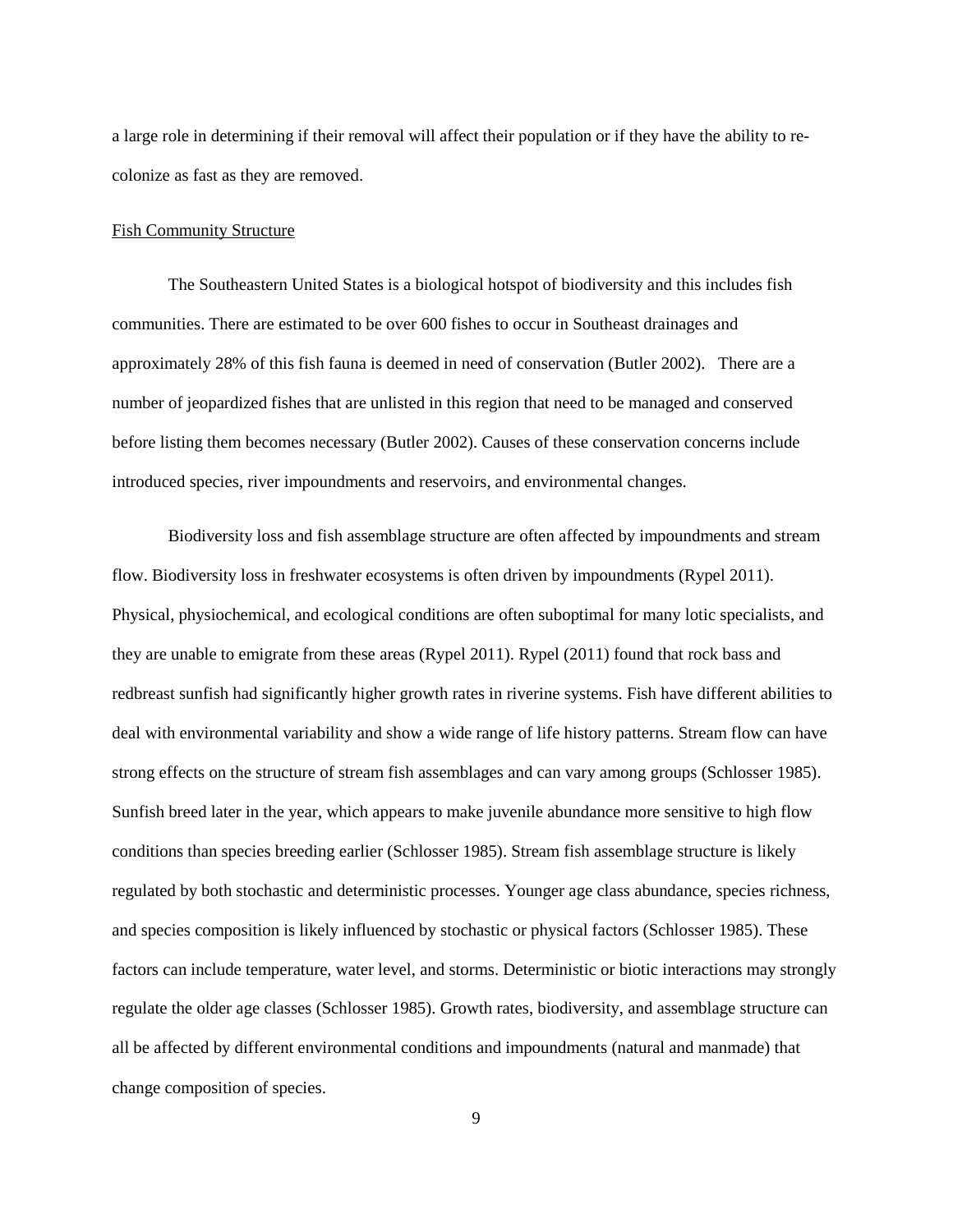a large role in determining if their removal will affect their population or if they have the ability to re-colonize as fast as they are removed.

## Fish Community Structure

The Southeastern United States is a biological hotspot of biodiversity and this includes fish communities. There are estimated to be over 600 fishes to occur in Southeast drainages and approximately 28% of this fish fauna is deemed in need of conservation (Butler 2002). There are a number of jeopardized fishes that are unlisted in this region that need to be managed and conserved before listing them becomes necessary (Butler 2002). Causes of these conservation concerns include introduced species, river impoundments and reservoirs, and environmental changes.

Biodiversity loss and fish assemblage structure are often affected by impoundments and stream flow. Biodiversity loss in freshwater ecosystems is often driven by impoundments (Rypel 2011). Physical, physiochemical, and ecological conditions are often suboptimal for many lotic specialists, and they are unable to emigrate from these areas (Rypel 2011). Rypel (2011) found that rock bass and redbreast sunfish had significantly higher growth rates in riverine systems. Fish have different abilities to deal with environmental variability and show a wide range of life history patterns. Stream flow can have strong effects on the structure of stream fish assemblages and can vary among groups (Schlosser 1985). Sunfish breed later in the year, which appears to make juvenile abundance more sensitive to high flow conditions than species breeding earlier (Schlosser 1985). Stream fish assemblage structure is likely regulated by both stochastic and deterministic processes. Younger age class abundance, species richness, and species composition is likely influenced by stochastic or physical factors (Schlosser 1985). These factors can include temperature, water level, and storms. Deterministic or biotic interactions may strongly regulate the older age classes (Schlosser 1985). Growth rates, biodiversity, and assemblage structure can all be affected by different environmental conditions and impoundments (natural and manmade) that change composition of species.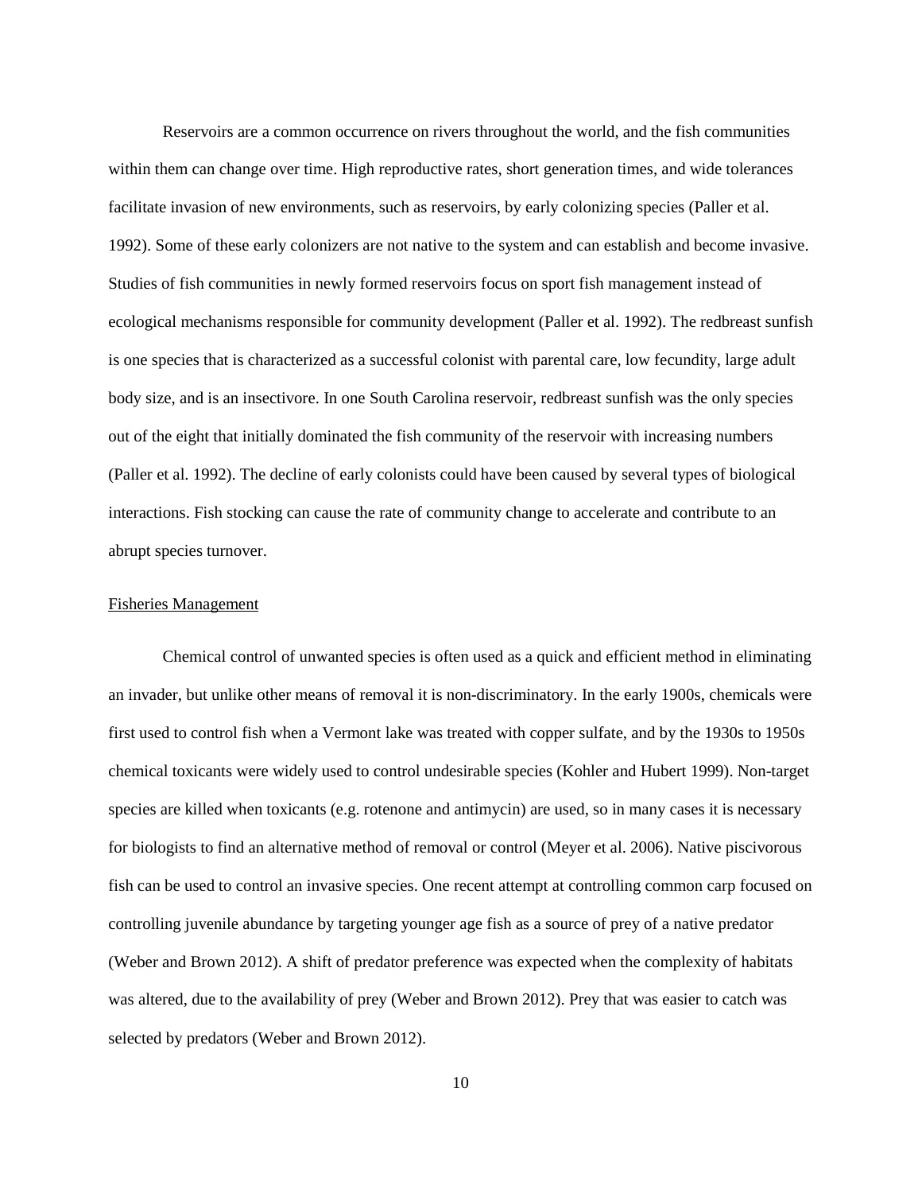Reservoirs are a common occurrence on rivers throughout the world, and the fish communities within them can change over time. High reproductive rates, short generation times, and wide tolerances facilitate invasion of new environments, such as reservoirs, by early colonizing species (Paller et al. 1992). Some of these early colonizers are not native to the system and can establish and become invasive. Studies of fish communities in newly formed reservoirs focus on sport fish management instead of ecological mechanisms responsible for community development (Paller et al. 1992). The redbreast sunfish is one species that is characterized as a successful colonist with parental care, low fecundity, large adult body size, and is an insectivore. In one South Carolina reservoir, redbreast sunfish was the only species out of the eight that initially dominated the fish community of the reservoir with increasing numbers (Paller et al. 1992). The decline of early colonists could have been caused by several types of biological interactions. Fish stocking can cause the rate of community change to accelerate and contribute to an abrupt species turnover.

## Fisheries Management

Chemical control of unwanted species is often used as a quick and efficient method in eliminating an invader, but unlike other means of removal it is non-discriminatory. In the early 1900s, chemicals were first used to control fish when a Vermont lake was treated with copper sulfate, and by the 1930s to 1950s chemical toxicants were widely used to control undesirable species (Kohler and Hubert 1999). Non-target species are killed when toxicants (e.g. rotenone and antimycin) are used, so in many cases it is necessary for biologists to find an alternative method of removal or control (Meyer et al. 2006). Native piscivorous fish can be used to control an invasive species. One recent attempt at controlling common carp focused on controlling juvenile abundance by targeting younger age fish as a source of prey of a native predator (Weber and Brown 2012). A shift of predator preference was expected when the complexity of habitats was altered, due to the availability of prey (Weber and Brown 2012). Prey that was easier to catch was selected by predators (Weber and Brown 2012).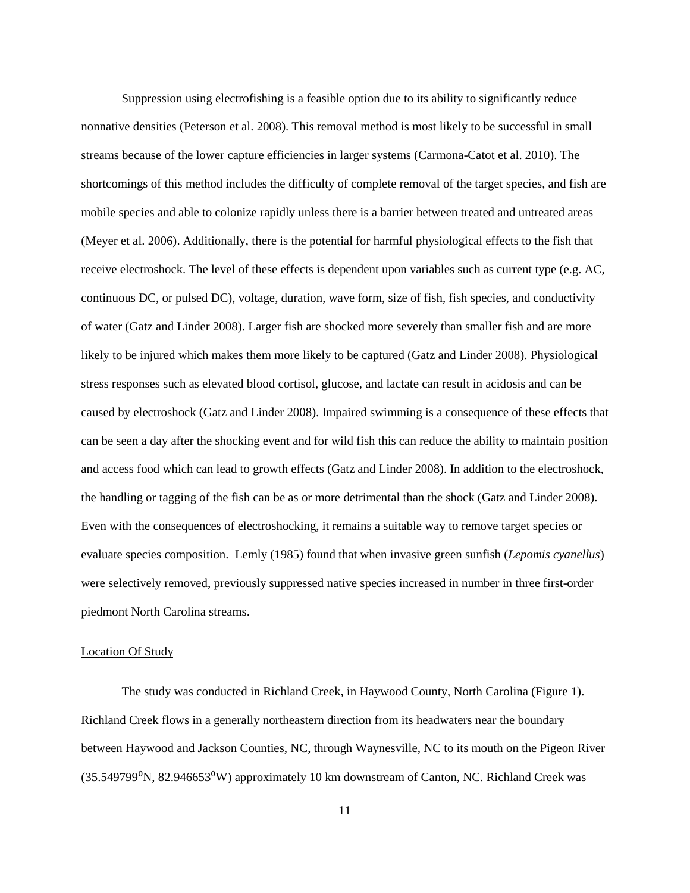Suppression using electrofishing is a feasible option due to its ability to significantly reduce nonnative densities (Peterson et al. 2008). This removal method is most likely to be successful in small streams because of the lower capture efficiencies in larger systems (Carmona-Catot et al. 2010). The shortcomings of this method includes the difficulty of complete removal of the target species, and fish are mobile species and able to colonize rapidly unless there is a barrier between treated and untreated areas (Meyer et al. 2006). Additionally, there is the potential for harmful physiological effects to the fish that receive electroshock. The level of these effects is dependent upon variables such as current type (e.g. AC, continuous DC, or pulsed DC), voltage, duration, wave form, size of fish, fish species, and conductivity of water (Gatz and Linder 2008). Larger fish are shocked more severely than smaller fish and are more likely to be injured which makes them more likely to be captured (Gatz and Linder 2008). Physiological stress responses such as elevated blood cortisol, glucose, and lactate can result in acidosis and can be caused by electroshock (Gatz and Linder 2008). Impaired swimming is a consequence of these effects that can be seen a day after the shocking event and for wild fish this can reduce the ability to maintain position and access food which can lead to growth effects (Gatz and Linder 2008). In addition to the electroshock, the handling or tagging of the fish can be as or more detrimental than the shock (Gatz and Linder 2008). Even with the consequences of electroshocking, it remains a suitable way to remove target species or evaluate species composition. Lemly (1985) found that when invasive green sunfish (*Lepomis cyanellus*) were selectively removed, previously suppressed native species increased in number in three first-order piedmont North Carolina streams.

## Location Of Study

The study was conducted in Richland Creek, in Haywood County, North Carolina (Figure 1). Richland Creek flows in a generally northeastern direction from its headwaters near the boundary between Haywood and Jackson Counties, NC, through Waynesville, NC to its mouth on the Pigeon River (35.549799$^{0}$N, 82.946653$^{0}$W) approximately 10 km downstream of Canton, NC. Richland Creek was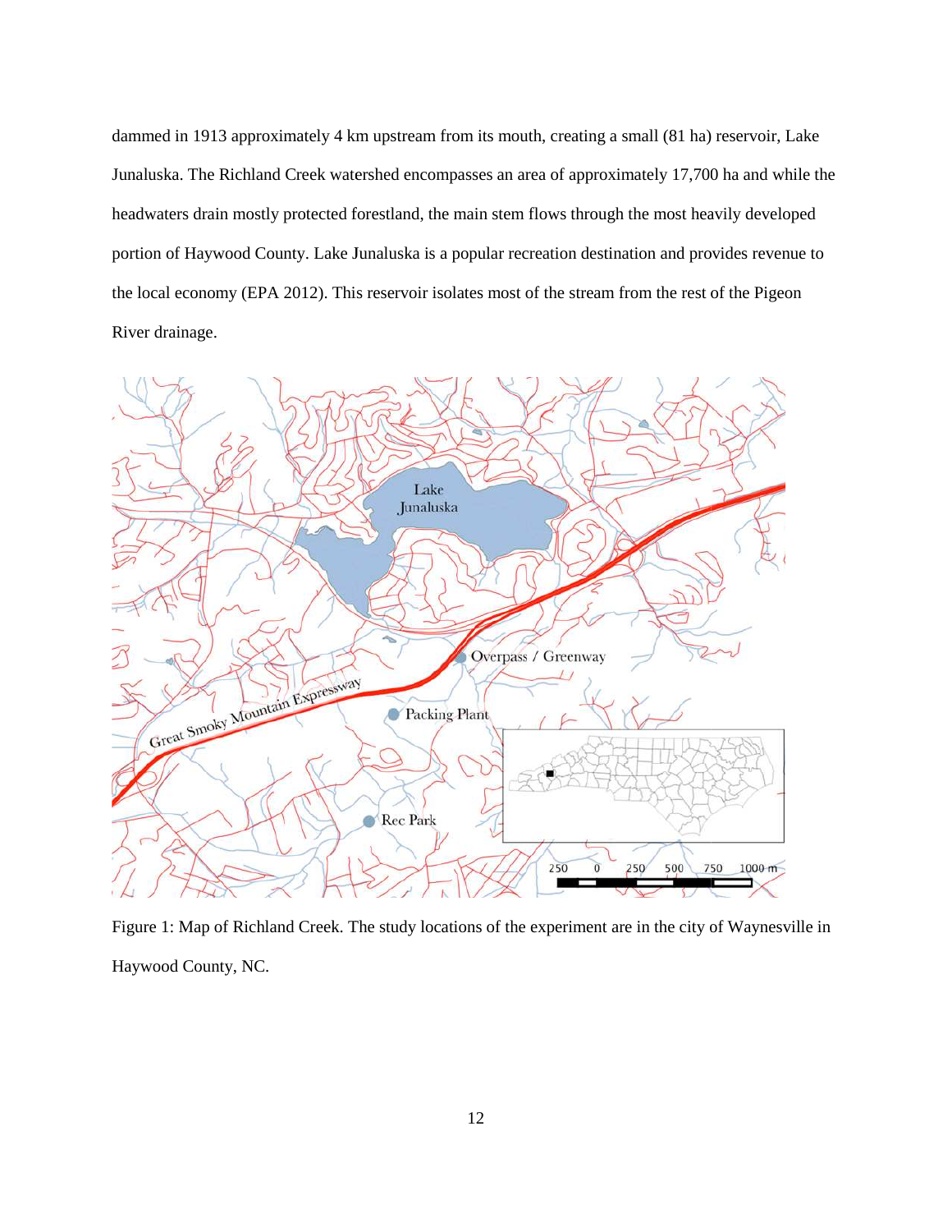dammed in 1913 approximately 4 km upstream from its mouth, creating a small (81 ha) reservoir, Lake Junaluska. The Richland Creek watershed encompasses an area of approximately 17,700 ha and while the headwaters drain mostly protected forestland, the main stem flows through the most heavily developed portion of Haywood County. Lake Junaluska is a popular recreation destination and provides revenue to the local economy (EPA 2012). This reservoir isolates most of the stream from the rest of the Pigeon River drainage.

Figure 1: Map of Richland Creek. The study locations of the experiment are in the city of Waynesville in Haywood County, NC.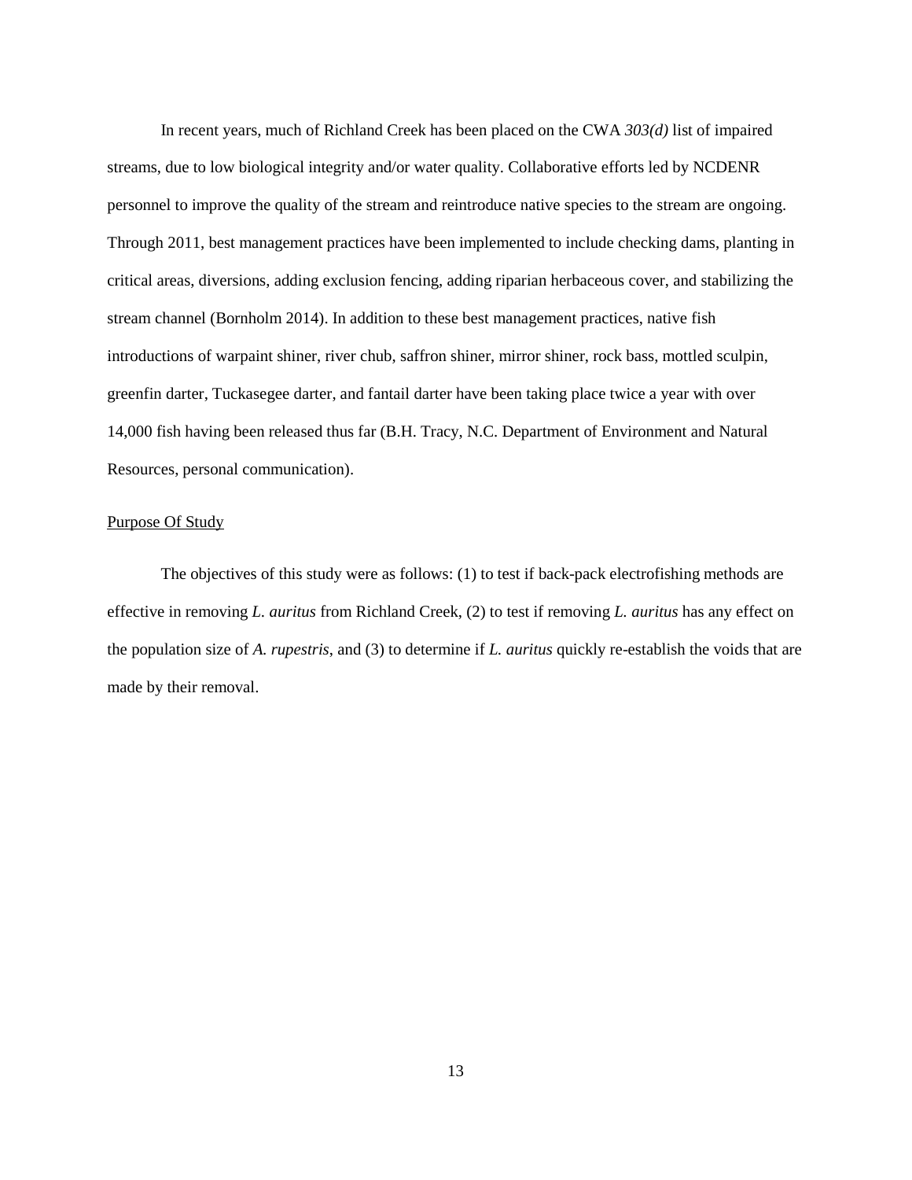In recent years, much of Richland Creek has been placed on the CWA *303(d)* list of impaired streams, due to low biological integrity and/or water quality. Collaborative efforts led by NCDENR personnel to improve the quality of the stream and reintroduce native species to the stream are ongoing. Through 2011, best management practices have been implemented to include checking dams, planting in critical areas, diversions, adding exclusion fencing, adding riparian herbaceous cover, and stabilizing the stream channel (Bornholm 2014). In addition to these best management practices, native fish introductions of warpaint shiner, river chub, saffron shiner, mirror shiner, rock bass, mottled sculpin, greenfin darter, Tuckasegee darter, and fantail darter have been taking place twice a year with over 14,000 fish having been released thus far (B.H. Tracy, N.C. Department of Environment and Natural Resources, personal communication).

## Purpose Of Study

The objectives of this study were as follows: (1) to test if back-pack electrofishing methods are effective in removing *L. auritus* from Richland Creek, (2) to test if removing *L. auritus* has any effect on the population size of *A. rupestris*, and (3) to determine if *L. auritus* quickly re-establish the voids that are made by their removal.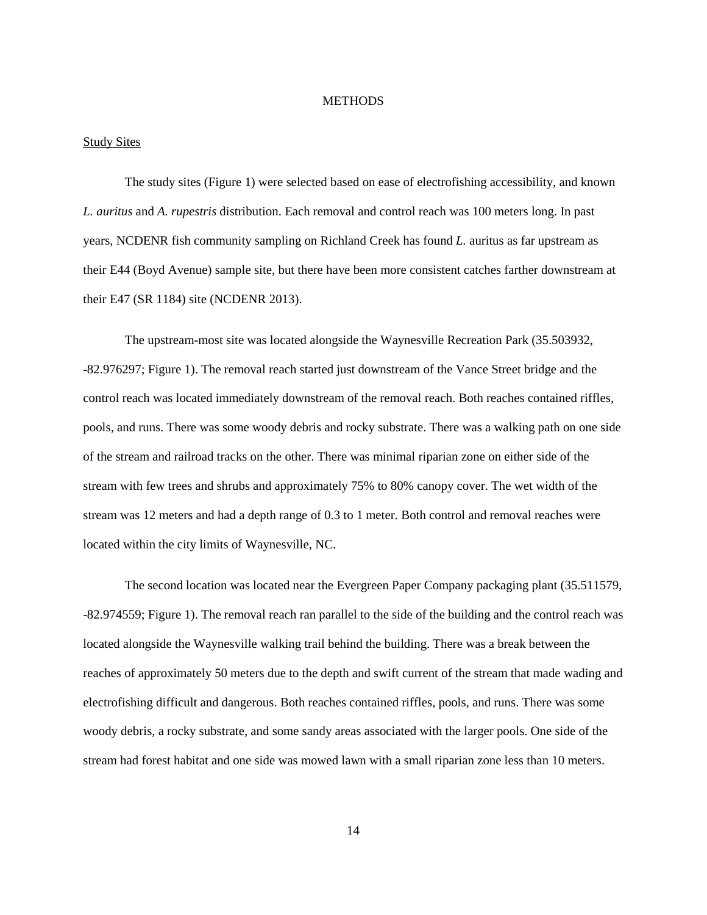# METHODS

## Study Sites

The study sites (Figure 1) were selected based on ease of electrofishing accessibility, and known *L. auritus* and *A. rupestris* distribution. Each removal and control reach was 100 meters long. In past years, NCDENR fish community sampling on Richland Creek has found *L.* auritus as far upstream as their E44 (Boyd Avenue) sample site, but there have been more consistent catches farther downstream at their E47 (SR 1184) site (NCDENR 2013).

The upstream-most site was located alongside the Waynesville Recreation Park (35.503932, -82.976297; Figure 1). The removal reach started just downstream of the Vance Street bridge and the control reach was located immediately downstream of the removal reach. Both reaches contained riffles, pools, and runs. There was some woody debris and rocky substrate. There was a walking path on one side of the stream and railroad tracks on the other. There was minimal riparian zone on either side of the stream with few trees and shrubs and approximately 75% to 80% canopy cover. The wet width of the stream was 12 meters and had a depth range of 0.3 to 1 meter. Both control and removal reaches were located within the city limits of Waynesville, NC.

The second location was located near the Evergreen Paper Company packaging plant (35.511579, -82.974559; Figure 1). The removal reach ran parallel to the side of the building and the control reach was located alongside the Waynesville walking trail behind the building. There was a break between the reaches of approximately 50 meters due to the depth and swift current of the stream that made wading and electrofishing difficult and dangerous. Both reaches contained riffles, pools, and runs. There was some woody debris, a rocky substrate, and some sandy areas associated with the larger pools. One side of the stream had forest habitat and one side was mowed lawn with a small riparian zone less than 10 meters.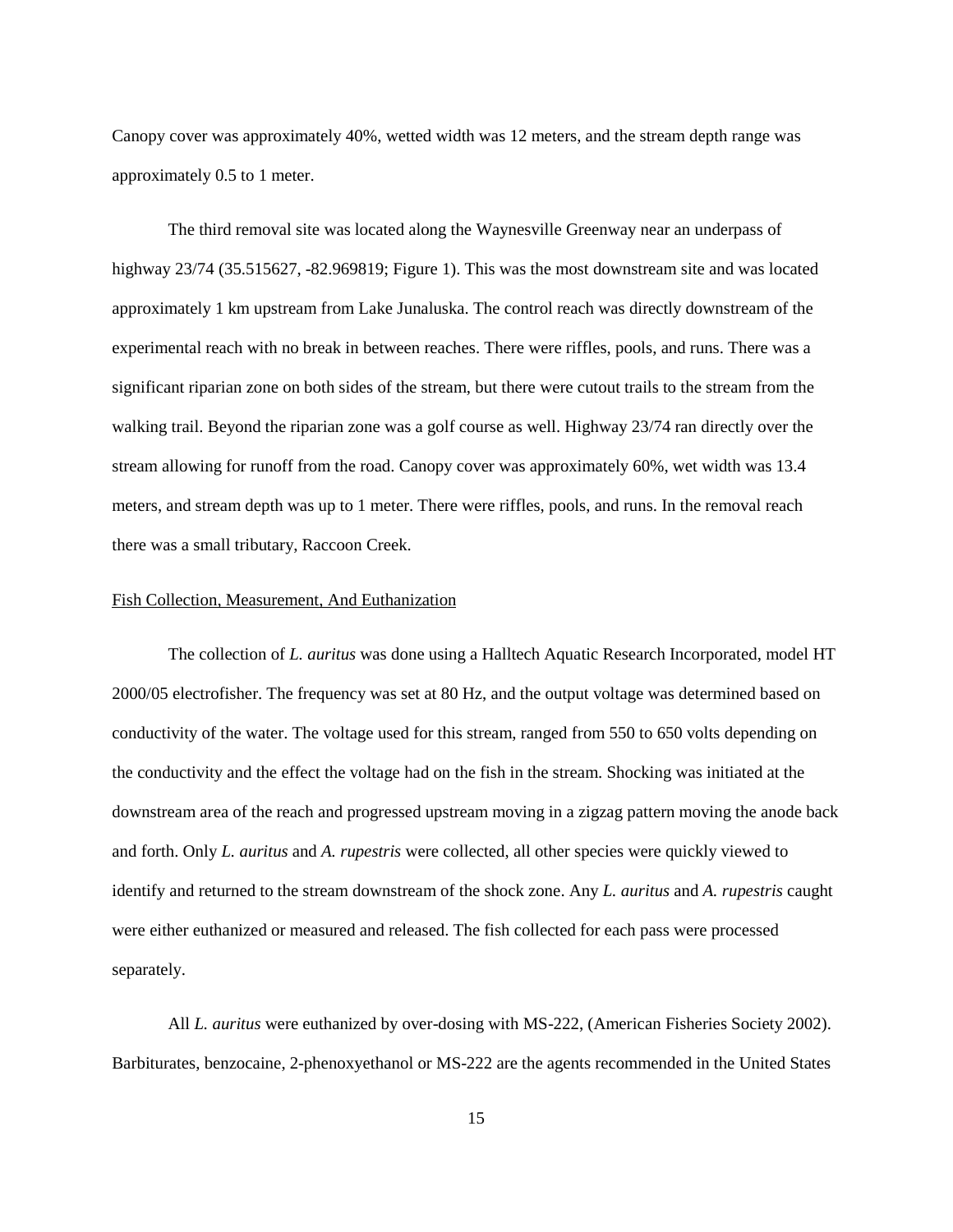Canopy cover was approximately 40%, wetted width was 12 meters, and the stream depth range was approximately 0.5 to 1 meter.

The third removal site was located along the Waynesville Greenway near an underpass of highway 23/74 (35.515627, -82.969819; Figure 1). This was the most downstream site and was located approximately 1 km upstream from Lake Junaluska. The control reach was directly downstream of the experimental reach with no break in between reaches. There were riffles, pools, and runs. There was a significant riparian zone on both sides of the stream, but there were cutout trails to the stream from the walking trail. Beyond the riparian zone was a golf course as well. Highway 23/74 ran directly over the stream allowing for runoff from the road. Canopy cover was approximately 60%, wet width was 13.4 meters, and stream depth was up to 1 meter. There were riffles, pools, and runs. In the removal reach there was a small tributary, Raccoon Creek.

<u>Fish Collection, Measurement, And Euthanization</u>

The collection of *L. auritus* was done using a Halltech Aquatic Research Incorporated, model HT 2000/05 electrofisher. The frequency was set at 80 Hz, and the output voltage was determined based on conductivity of the water. The voltage used for this stream, ranged from 550 to 650 volts depending on the conductivity and the effect the voltage had on the fish in the stream. Shocking was initiated at the downstream area of the reach and progressed upstream moving in a zigzag pattern moving the anode back and forth. Only *L. auritus* and *A. rupestris* were collected, all other species were quickly viewed to identify and returned to the stream downstream of the shock zone. Any *L. auritus* and *A. rupestris* caught were either euthanized or measured and released. The fish collected for each pass were processed separately.

All *L. auritus* were euthanized by over-dosing with MS-222, (American Fisheries Society 2002). Barbiturates, benzocaine, 2-phenoxyethanol or MS-222 are the agents recommended in the United States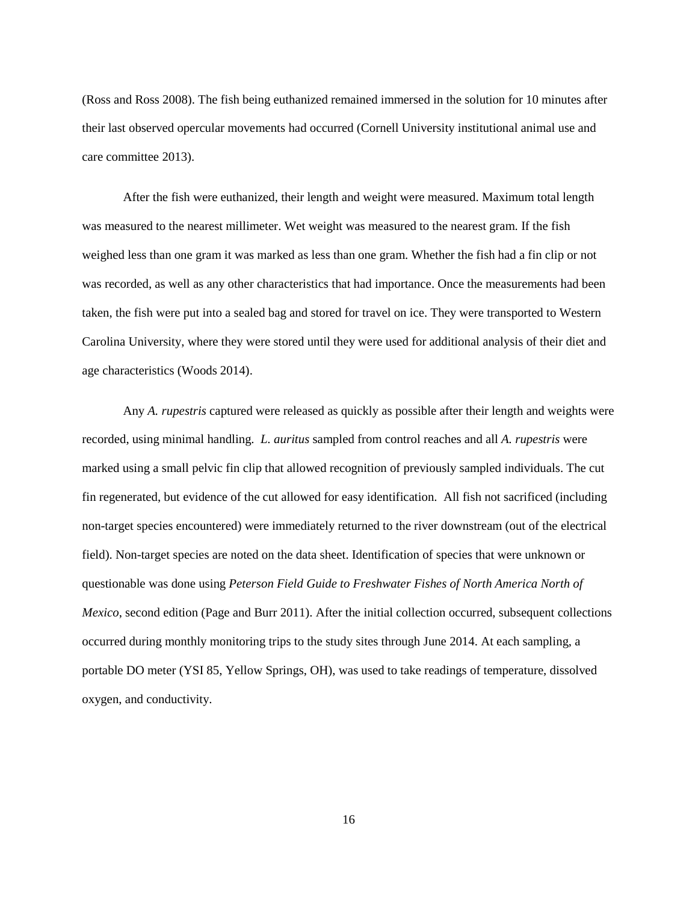(Ross and Ross 2008). The fish being euthanized remained immersed in the solution for 10 minutes after their last observed opercular movements had occurred (Cornell University institutional animal use and care committee 2013).

After the fish were euthanized, their length and weight were measured. Maximum total length was measured to the nearest millimeter. Wet weight was measured to the nearest gram. If the fish weighed less than one gram it was marked as less than one gram. Whether the fish had a fin clip or not was recorded, as well as any other characteristics that had importance. Once the measurements had been taken, the fish were put into a sealed bag and stored for travel on ice. They were transported to Western Carolina University, where they were stored until they were used for additional analysis of their diet and age characteristics (Woods 2014).

Any *A. rupestris* captured were released as quickly as possible after their length and weights were recorded, using minimal handling. *L. auritus* sampled from control reaches and all *A. rupestris* were marked using a small pelvic fin clip that allowed recognition of previously sampled individuals. The cut fin regenerated, but evidence of the cut allowed for easy identification. All fish not sacrificed (including non-target species encountered) were immediately returned to the river downstream (out of the electrical field). Non-target species are noted on the data sheet. Identification of species that were unknown or questionable was done using *Peterson Field Guide to Freshwater Fishes of North America North of Mexico*, second edition (Page and Burr 2011). After the initial collection occurred, subsequent collections occurred during monthly monitoring trips to the study sites through June 2014. At each sampling, a portable DO meter (YSI 85, Yellow Springs, OH), was used to take readings of temperature, dissolved oxygen, and conductivity.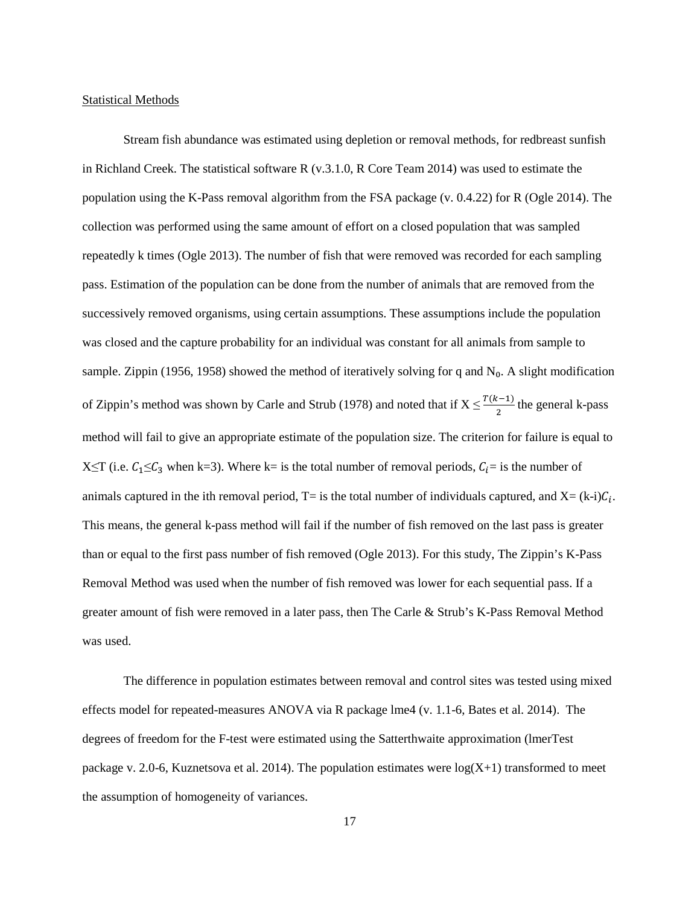Statistical Methods

Stream fish abundance was estimated using depletion or removal methods, for redbreast sunfish in Richland Creek. The statistical software R (v.3.1.0, R Core Team 2014) was used to estimate the population using the K-Pass removal algorithm from the FSA package (v. 0.4.22) for R (Ogle 2014). The collection was performed using the same amount of effort on a closed population that was sampled repeatedly k times (Ogle 2013). The number of fish that were removed was recorded for each sampling pass. Estimation of the population can be done from the number of animals that are removed from the successively removed organisms, using certain assumptions. These assumptions include the population was closed and the capture probability for an individual was constant for all animals from sample to sample. Zippin (1956, 1958) showed the method of iteratively solving for q and $N_0$. A slight modification of Zippin's method was shown by Carle and Strub (1978) and noted that if $X \leq \frac{T(k-1)}{2}$ the general k-pass method will fail to give an appropriate estimate of the population size. The criterion for failure is equal to X≤T (i.e. $C_1 \leq C_3$ when k=3). Where k= is the total number of removal periods, $C_i$= is the number of animals captured in the ith removal period, T= is the total number of individuals captured, and X= (k-i)$C_i$. This means, the general k-pass method will fail if the number of fish removed on the last pass is greater than or equal to the first pass number of fish removed (Ogle 2013). For this study, The Zippin's K-Pass Removal Method was used when the number of fish removed was lower for each sequential pass. If a greater amount of fish were removed in a later pass, then The Carle & Strub's K-Pass Removal Method was used.

The difference in population estimates between removal and control sites was tested using mixed effects model for repeated-measures ANOVA via R package lme4 (v. 1.1-6, Bates et al. 2014). The degrees of freedom for the F-test were estimated using the Satterthwaite approximation (lmerTest package v. 2.0-6, Kuznetsova et al. 2014). The population estimates were log(X+1) transformed to meet the assumption of homogeneity of variances.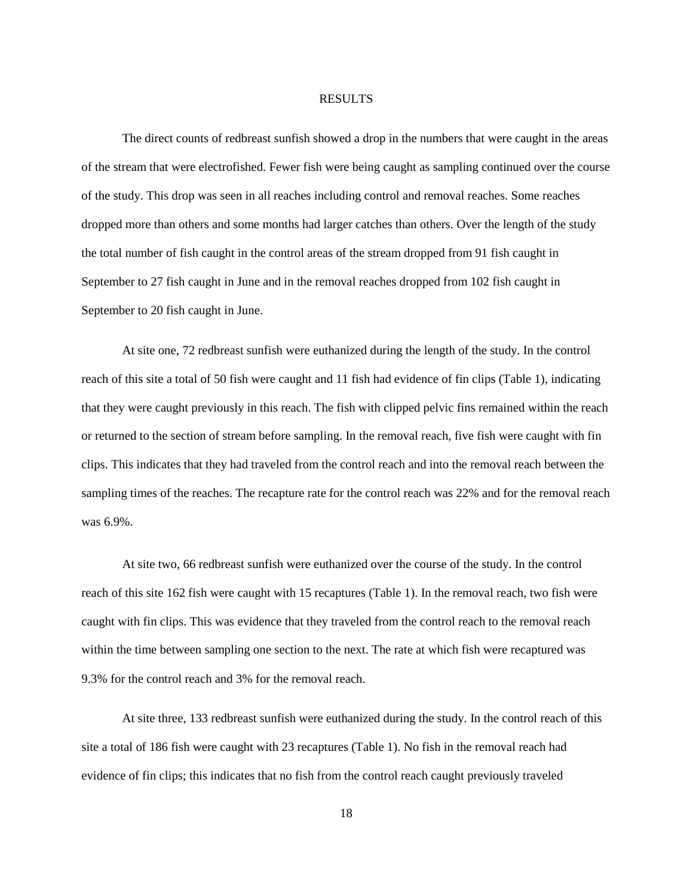# RESULTS

The direct counts of redbreast sunfish showed a drop in the numbers that were caught in the areas of the stream that were electrofished. Fewer fish were being caught as sampling continued over the course of the study. This drop was seen in all reaches including control and removal reaches. Some reaches dropped more than others and some months had larger catches than others. Over the length of the study the total number of fish caught in the control areas of the stream dropped from 91 fish caught in September to 27 fish caught in June and in the removal reaches dropped from 102 fish caught in September to 20 fish caught in June.

At site one, 72 redbreast sunfish were euthanized during the length of the study. In the control reach of this site a total of 50 fish were caught and 11 fish had evidence of fin clips (Table 1), indicating that they were caught previously in this reach. The fish with clipped pelvic fins remained within the reach or returned to the section of stream before sampling. In the removal reach, five fish were caught with fin clips. This indicates that they had traveled from the control reach and into the removal reach between the sampling times of the reaches. The recapture rate for the control reach was 22% and for the removal reach was 6.9%.

At site two, 66 redbreast sunfish were euthanized over the course of the study. In the control reach of this site 162 fish were caught with 15 recaptures (Table 1). In the removal reach, two fish were caught with fin clips. This was evidence that they traveled from the control reach to the removal reach within the time between sampling one section to the next. The rate at which fish were recaptured was 9.3% for the control reach and 3% for the removal reach.

At site three, 133 redbreast sunfish were euthanized during the study. In the control reach of this site a total of 186 fish were caught with 23 recaptures (Table 1). No fish in the removal reach had evidence of fin clips; this indicates that no fish from the control reach caught previously traveled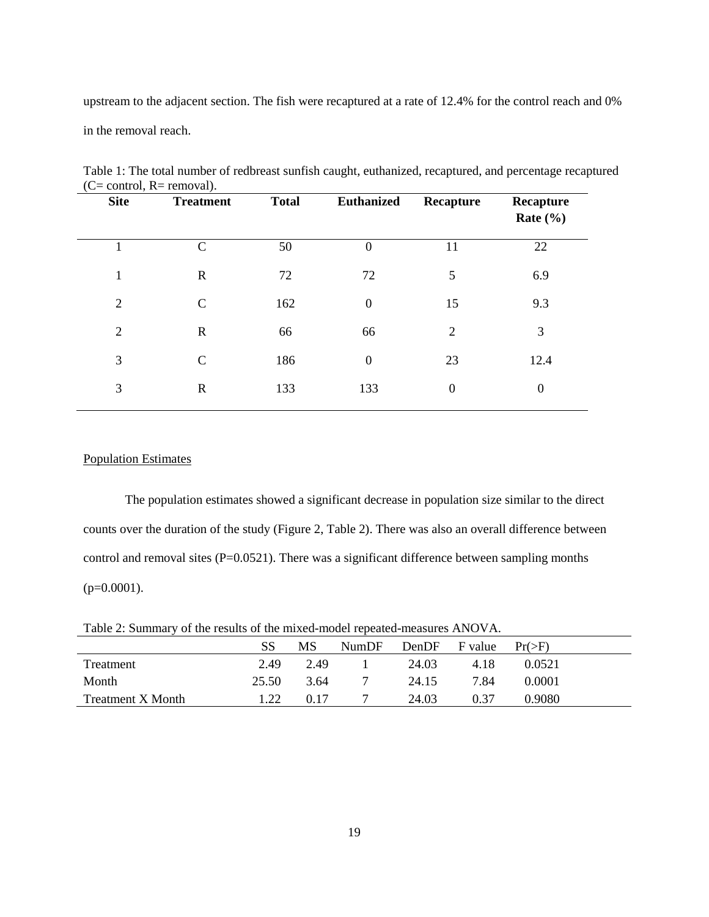upstream to the adjacent section. The fish were recaptured at a rate of 12.4% for the control reach and 0% in the removal reach.

Table 1: The total number of redbreast sunfish caught, euthanized, recaptured, and percentage recaptured (C= control, R= removal).

| Site | Treatment | Total | Euthanized | Recapture | Recapture Rate (%) |
|---|---|---|---|---|---|
| 1 | C | 50 | 0 | 11 | 22 |
| 1 | R | 72 | 72 | 5 | 6.9 |
| 2 | C | 162 | 0 | 15 | 9.3 |
| 2 | R | 66 | 66 | 2 | 3 |
| 3 | C | 186 | 0 | 23 | 12.4 |
| 3 | R | 133 | 133 | 0 | 0 |

Population Estimates

The population estimates showed a significant decrease in population size similar to the direct counts over the duration of the study (Figure 2, Table 2). There was also an overall difference between control and removal sites (P=0.0521). There was a significant difference between sampling months (p=0.0001).

Table 2: Summary of the results of the mixed-model repeated-measures ANOVA.

| | SS | MS | NumDF | DenDF | F value | Pr(>F) |
|---|---|---|---|---|---|---|
| Treatment | 2.49 | 2.49 | 1 | 24.03 | 4.18 | 0.0521 |
| Month | 25.50 | 3.64 | 7 | 24.15 | 7.84 | 0.0001 |
| Treatment X Month | 1.22 | 0.17 | 7 | 24.03 | 0.37 | 0.9080 |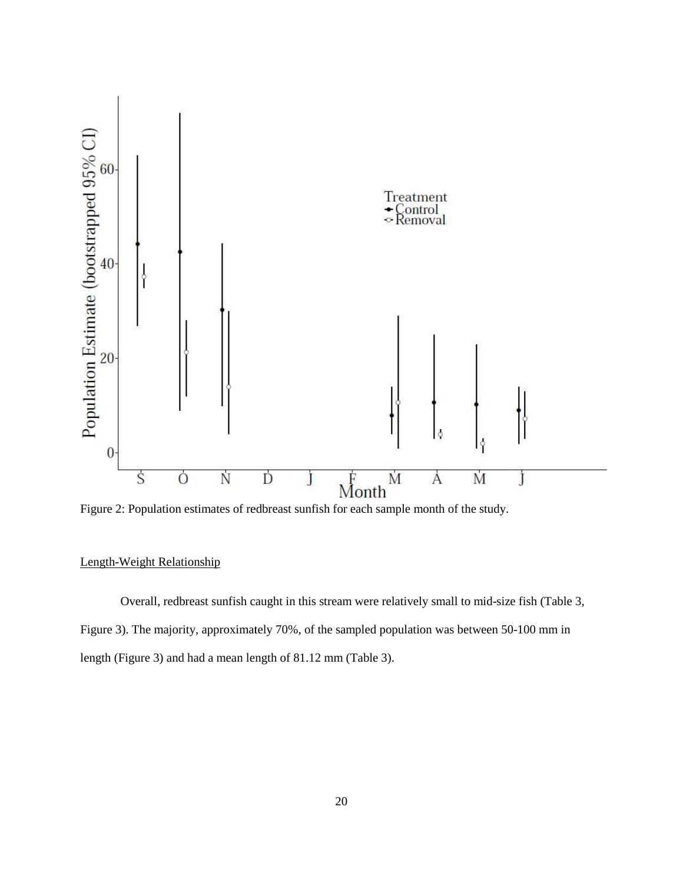Figure 2: Population estimates of redbreast sunfish for each sample month of the study.

Length-Weight Relationship

Overall, redbreast sunfish caught in this stream were relatively small to mid-size fish (Table 3, Figure 3). The majority, approximately 70%, of the sampled population was between 50-100 mm in length (Figure 3) and had a mean length of 81.12 mm (Table 3).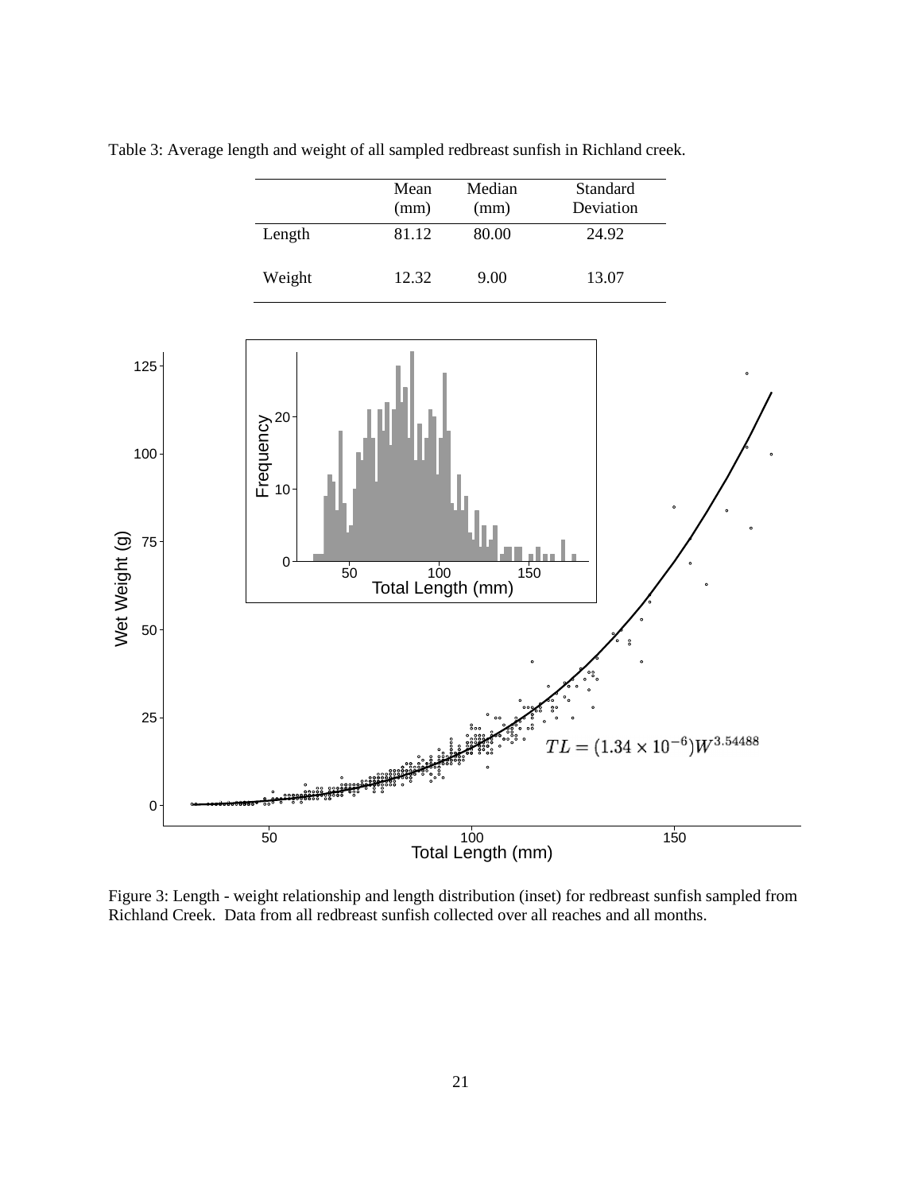Table 3: Average length and weight of all sampled redbreast sunfish in Richland creek.

| | Mean (mm) | Median (mm) | Standard Deviation |
|---|---|---|---|
| Length | 81.12 | 80.00 | 24.92 |
| Weight | 12.32 | 9.00 | 13.07 |

Figure 3: Length - weight relationship and length distribution (inset) for redbreast sunfish sampled from Richland Creek. Data from all redbreast sunfish collected over all reaches and all months.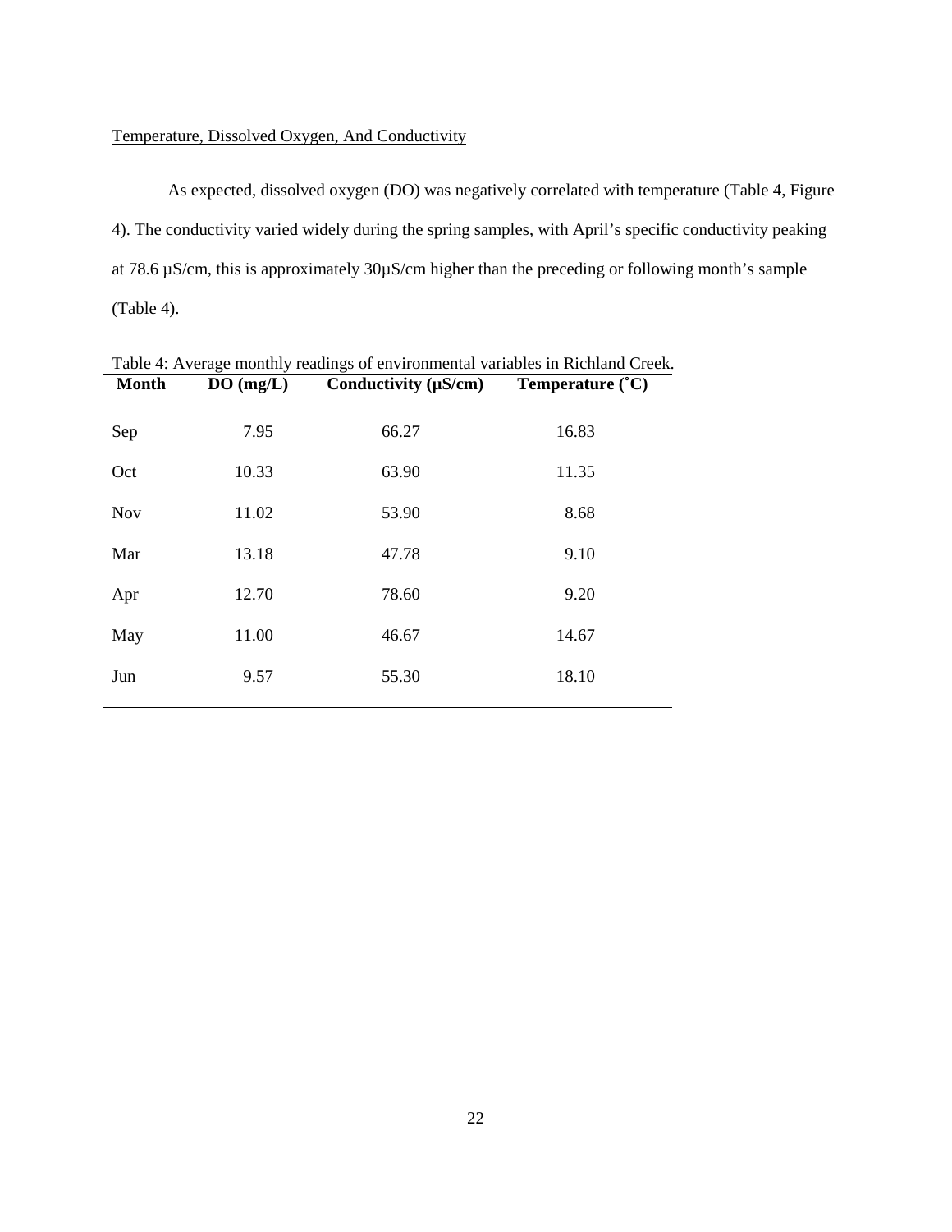Temperature, Dissolved Oxygen, And Conductivity

As expected, dissolved oxygen (DO) was negatively correlated with temperature (Table 4, Figure 4). The conductivity varied widely during the spring samples, with April's specific conductivity peaking at 78.6 µS/cm, this is approximately 30µS/cm higher than the preceding or following month's sample (Table 4).

Table 4: Average monthly readings of environmental variables in Richland Creek.

| Month | DO (mg/L) | Conductivity (µS/cm) | Temperature (˚C) |
|---|---|---|---|
| Sep | 7.95 | 66.27 | 16.83 |
| Oct | 10.33 | 63.90 | 11.35 |
| Nov | 11.02 | 53.90 | 8.68 |
| Mar | 13.18 | 47.78 | 9.10 |
| Apr | 12.70 | 78.60 | 9.20 |
| May | 11.00 | 46.67 | 14.67 |
| Jun | 9.57 | 55.30 | 18.10 |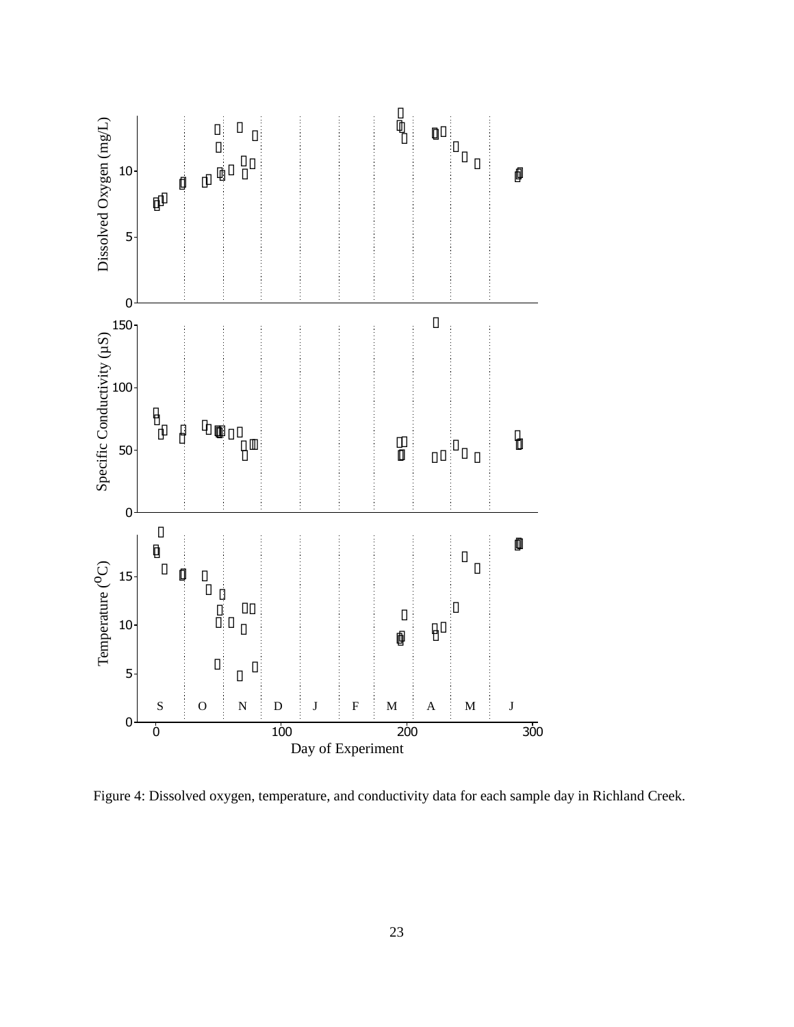Figure 4: Dissolved oxygen, temperature, and conductivity data for each sample day in Richland Creek.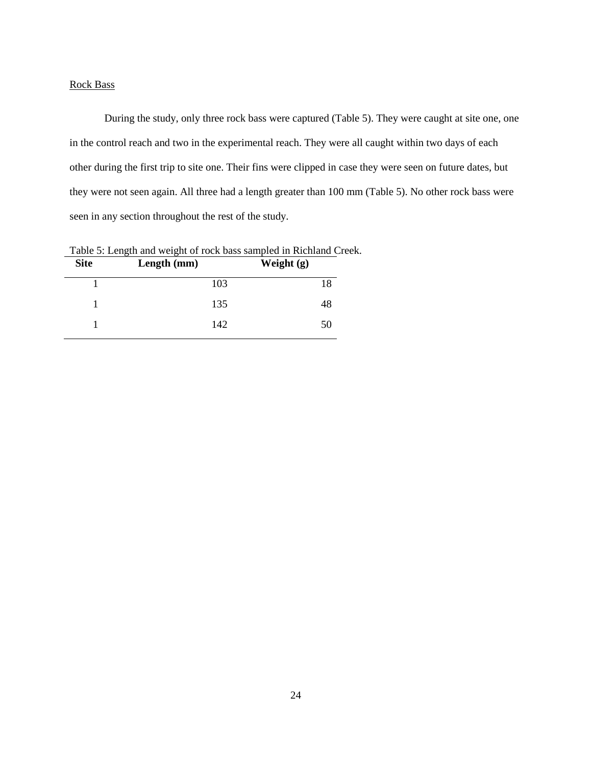Rock Bass

During the study, only three rock bass were captured (Table 5). They were caught at site one, one in the control reach and two in the experimental reach. They were all caught within two days of each other during the first trip to site one. Their fins were clipped in case they were seen on future dates, but they were not seen again. All three had a length greater than 100 mm (Table 5). No other rock bass were seen in any section throughout the rest of the study.

Table 5: Length and weight of rock bass sampled in Richland Creek.

| Site | Length (mm) | Weight (g) |
|---|---|---|
| 1 | 103 | 18 |
| 1 | 135 | 48 |
| 1 | 142 | 50 |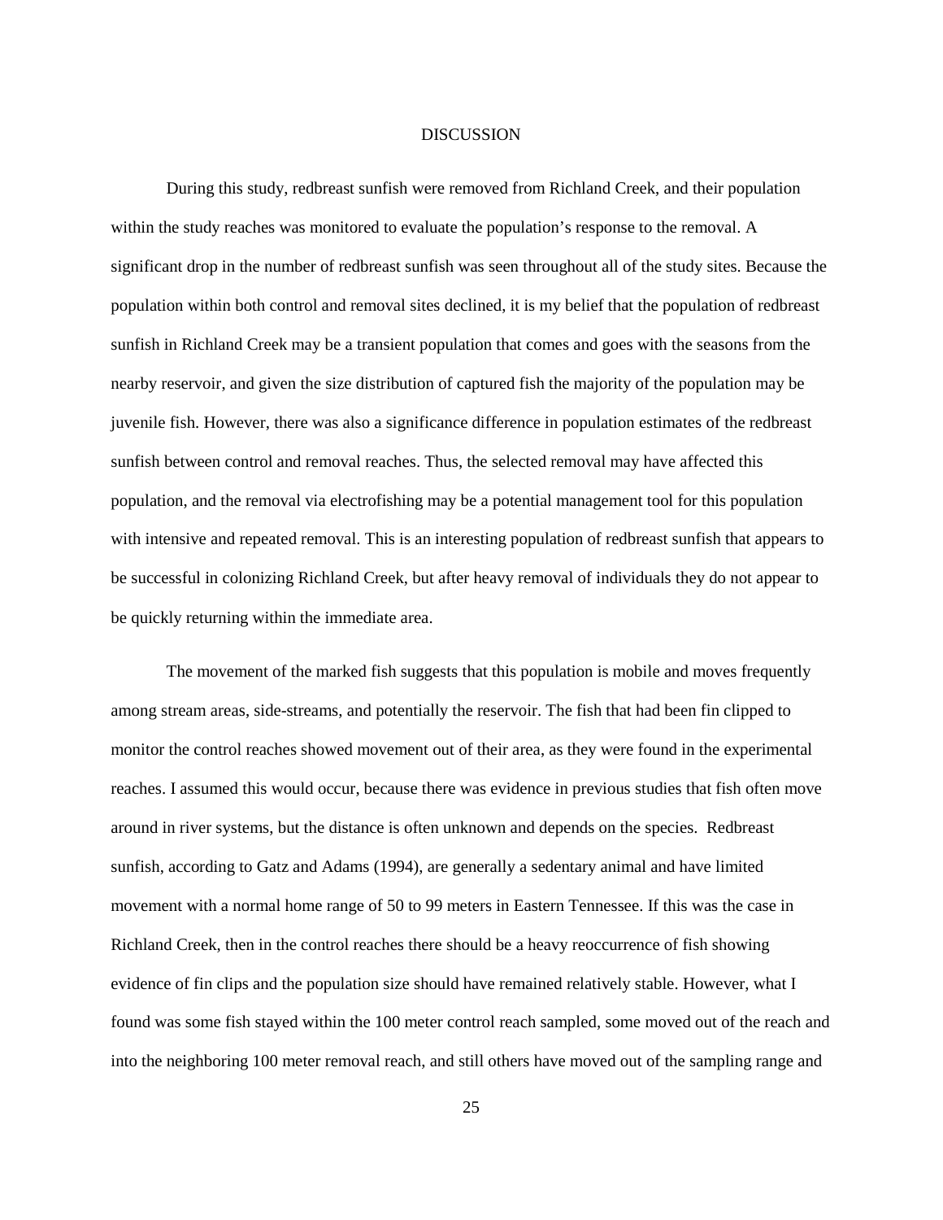# DISCUSSION

During this study, redbreast sunfish were removed from Richland Creek, and their population within the study reaches was monitored to evaluate the population's response to the removal. A significant drop in the number of redbreast sunfish was seen throughout all of the study sites. Because the population within both control and removal sites declined, it is my belief that the population of redbreast sunfish in Richland Creek may be a transient population that comes and goes with the seasons from the nearby reservoir, and given the size distribution of captured fish the majority of the population may be juvenile fish. However, there was also a significance difference in population estimates of the redbreast sunfish between control and removal reaches. Thus, the selected removal may have affected this population, and the removal via electrofishing may be a potential management tool for this population with intensive and repeated removal. This is an interesting population of redbreast sunfish that appears to be successful in colonizing Richland Creek, but after heavy removal of individuals they do not appear to be quickly returning within the immediate area.

The movement of the marked fish suggests that this population is mobile and moves frequently among stream areas, side-streams, and potentially the reservoir. The fish that had been fin clipped to monitor the control reaches showed movement out of their area, as they were found in the experimental reaches. I assumed this would occur, because there was evidence in previous studies that fish often move around in river systems, but the distance is often unknown and depends on the species. Redbreast sunfish, according to Gatz and Adams (1994), are generally a sedentary animal and have limited movement with a normal home range of 50 to 99 meters in Eastern Tennessee. If this was the case in Richland Creek, then in the control reaches there should be a heavy reoccurrence of fish showing evidence of fin clips and the population size should have remained relatively stable. However, what I found was some fish stayed within the 100 meter control reach sampled, some moved out of the reach and into the neighboring 100 meter removal reach, and still others have moved out of the sampling range and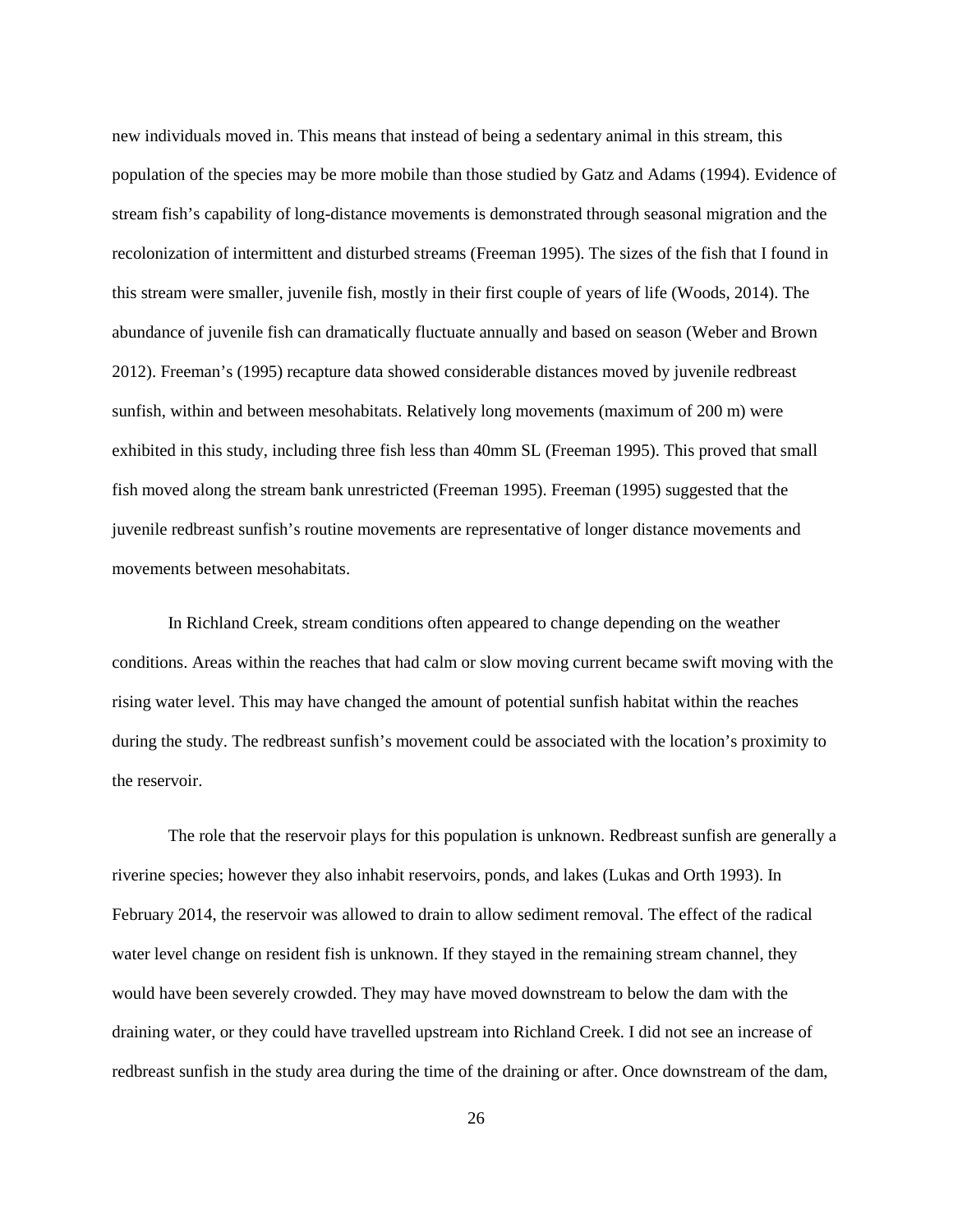new individuals moved in. This means that instead of being a sedentary animal in this stream, this population of the species may be more mobile than those studied by Gatz and Adams (1994). Evidence of stream fish's capability of long-distance movements is demonstrated through seasonal migration and the recolonization of intermittent and disturbed streams (Freeman 1995). The sizes of the fish that I found in this stream were smaller, juvenile fish, mostly in their first couple of years of life (Woods, 2014). The abundance of juvenile fish can dramatically fluctuate annually and based on season (Weber and Brown 2012). Freeman's (1995) recapture data showed considerable distances moved by juvenile redbreast sunfish, within and between mesohabitats. Relatively long movements (maximum of 200 m) were exhibited in this study, including three fish less than 40mm SL (Freeman 1995). This proved that small fish moved along the stream bank unrestricted (Freeman 1995). Freeman (1995) suggested that the juvenile redbreast sunfish's routine movements are representative of longer distance movements and movements between mesohabitats.

In Richland Creek, stream conditions often appeared to change depending on the weather conditions. Areas within the reaches that had calm or slow moving current became swift moving with the rising water level. This may have changed the amount of potential sunfish habitat within the reaches during the study. The redbreast sunfish's movement could be associated with the location's proximity to the reservoir.

The role that the reservoir plays for this population is unknown. Redbreast sunfish are generally a riverine species; however they also inhabit reservoirs, ponds, and lakes (Lukas and Orth 1993). In February 2014, the reservoir was allowed to drain to allow sediment removal. The effect of the radical water level change on resident fish is unknown. If they stayed in the remaining stream channel, they would have been severely crowded. They may have moved downstream to below the dam with the draining water, or they could have travelled upstream into Richland Creek. I did not see an increase of redbreast sunfish in the study area during the time of the draining or after. Once downstream of the dam,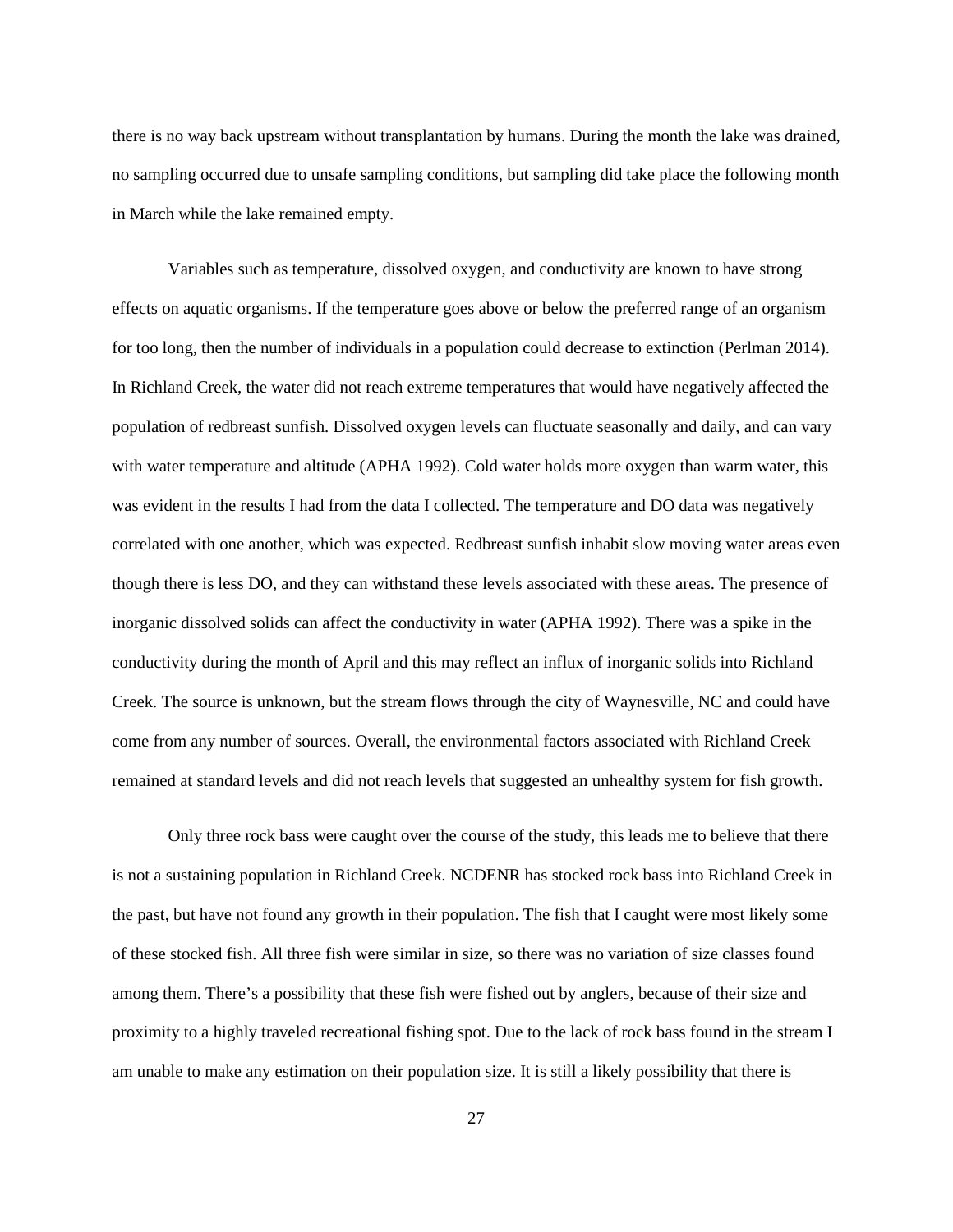there is no way back upstream without transplantation by humans. During the month the lake was drained, no sampling occurred due to unsafe sampling conditions, but sampling did take place the following month in March while the lake remained empty.

Variables such as temperature, dissolved oxygen, and conductivity are known to have strong effects on aquatic organisms. If the temperature goes above or below the preferred range of an organism for too long, then the number of individuals in a population could decrease to extinction (Perlman 2014). In Richland Creek, the water did not reach extreme temperatures that would have negatively affected the population of redbreast sunfish. Dissolved oxygen levels can fluctuate seasonally and daily, and can vary with water temperature and altitude (APHA 1992). Cold water holds more oxygen than warm water, this was evident in the results I had from the data I collected. The temperature and DO data was negatively correlated with one another, which was expected. Redbreast sunfish inhabit slow moving water areas even though there is less DO, and they can withstand these levels associated with these areas. The presence of inorganic dissolved solids can affect the conductivity in water (APHA 1992). There was a spike in the conductivity during the month of April and this may reflect an influx of inorganic solids into Richland Creek. The source is unknown, but the stream flows through the city of Waynesville, NC and could have come from any number of sources. Overall, the environmental factors associated with Richland Creek remained at standard levels and did not reach levels that suggested an unhealthy system for fish growth.

Only three rock bass were caught over the course of the study, this leads me to believe that there is not a sustaining population in Richland Creek. NCDENR has stocked rock bass into Richland Creek in the past, but have not found any growth in their population. The fish that I caught were most likely some of these stocked fish. All three fish were similar in size, so there was no variation of size classes found among them. There's a possibility that these fish were fished out by anglers, because of their size and proximity to a highly traveled recreational fishing spot. Due to the lack of rock bass found in the stream I am unable to make any estimation on their population size. It is still a likely possibility that there is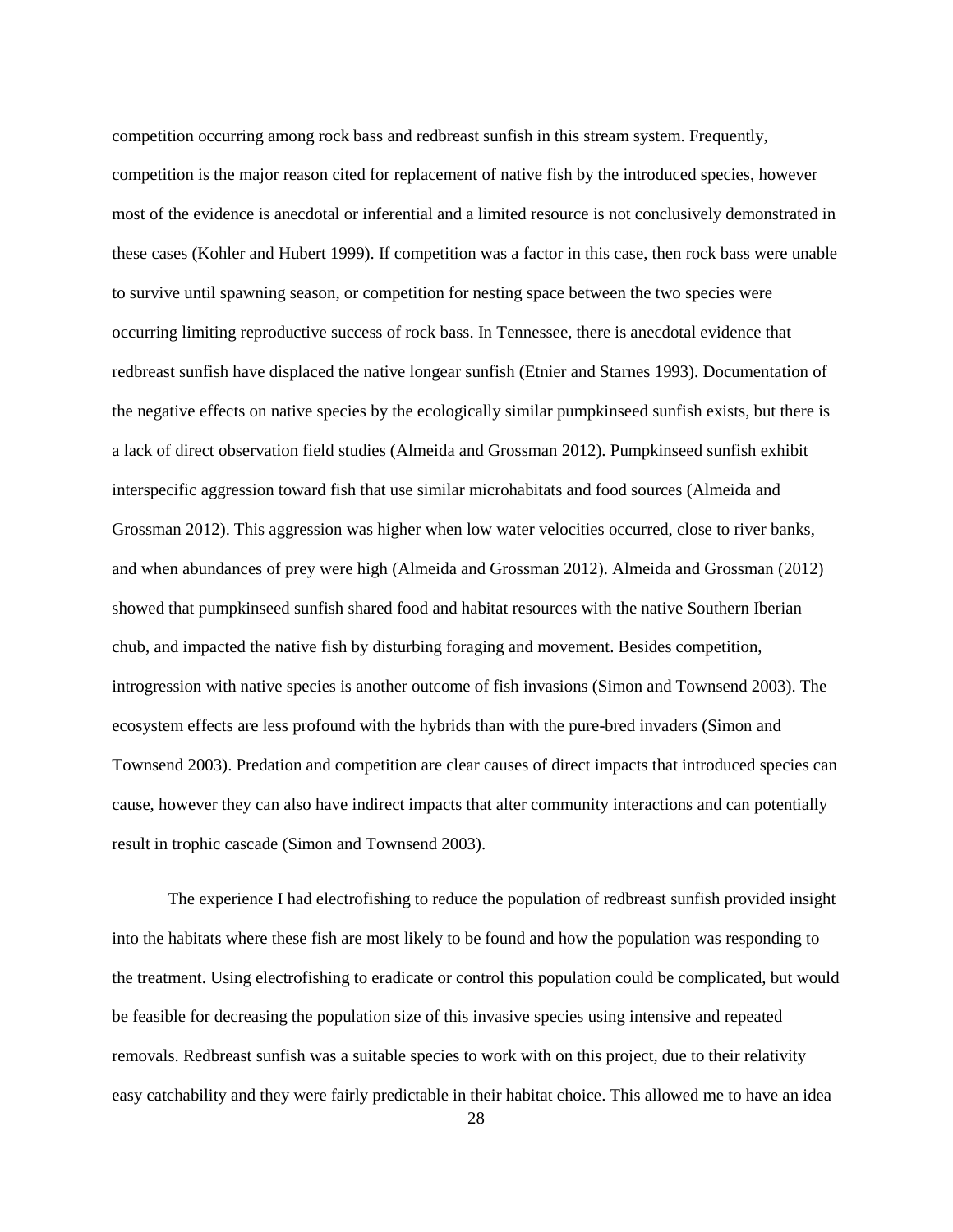competition occurring among rock bass and redbreast sunfish in this stream system. Frequently, competition is the major reason cited for replacement of native fish by the introduced species, however most of the evidence is anecdotal or inferential and a limited resource is not conclusively demonstrated in these cases (Kohler and Hubert 1999). If competition was a factor in this case, then rock bass were unable to survive until spawning season, or competition for nesting space between the two species were occurring limiting reproductive success of rock bass. In Tennessee, there is anecdotal evidence that redbreast sunfish have displaced the native longear sunfish (Etnier and Starnes 1993). Documentation of the negative effects on native species by the ecologically similar pumpkinseed sunfish exists, but there is a lack of direct observation field studies (Almeida and Grossman 2012). Pumpkinseed sunfish exhibit interspecific aggression toward fish that use similar microhabitats and food sources (Almeida and Grossman 2012). This aggression was higher when low water velocities occurred, close to river banks, and when abundances of prey were high (Almeida and Grossman 2012). Almeida and Grossman (2012) showed that pumpkinseed sunfish shared food and habitat resources with the native Southern Iberian chub, and impacted the native fish by disturbing foraging and movement. Besides competition, introgression with native species is another outcome of fish invasions (Simon and Townsend 2003). The ecosystem effects are less profound with the hybrids than with the pure-bred invaders (Simon and Townsend 2003). Predation and competition are clear causes of direct impacts that introduced species can cause, however they can also have indirect impacts that alter community interactions and can potentially result in trophic cascade (Simon and Townsend 2003).

The experience I had electrofishing to reduce the population of redbreast sunfish provided insight into the habitats where these fish are most likely to be found and how the population was responding to the treatment. Using electrofishing to eradicate or control this population could be complicated, but would be feasible for decreasing the population size of this invasive species using intensive and repeated removals. Redbreast sunfish was a suitable species to work with on this project, due to their relativity easy catchability and they were fairly predictable in their habitat choice. This allowed me to have an idea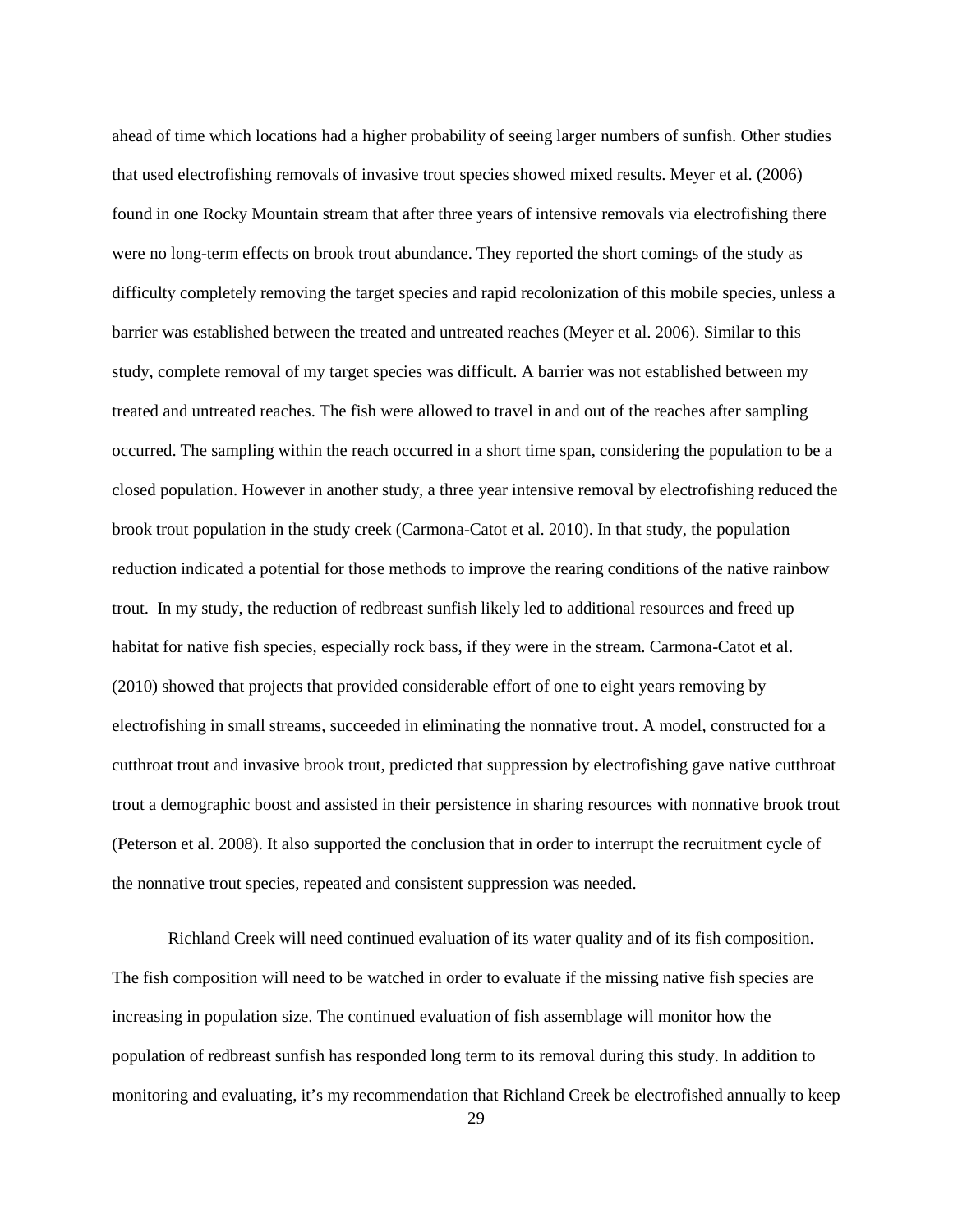ahead of time which locations had a higher probability of seeing larger numbers of sunfish. Other studies that used electrofishing removals of invasive trout species showed mixed results. Meyer et al. (2006) found in one Rocky Mountain stream that after three years of intensive removals via electrofishing there were no long-term effects on brook trout abundance. They reported the short comings of the study as difficulty completely removing the target species and rapid recolonization of this mobile species, unless a barrier was established between the treated and untreated reaches (Meyer et al. 2006). Similar to this study, complete removal of my target species was difficult. A barrier was not established between my treated and untreated reaches. The fish were allowed to travel in and out of the reaches after sampling occurred. The sampling within the reach occurred in a short time span, considering the population to be a closed population. However in another study, a three year intensive removal by electrofishing reduced the brook trout population in the study creek (Carmona-Catot et al. 2010). In that study, the population reduction indicated a potential for those methods to improve the rearing conditions of the native rainbow trout. In my study, the reduction of redbreast sunfish likely led to additional resources and freed up habitat for native fish species, especially rock bass, if they were in the stream. Carmona-Catot et al. (2010) showed that projects that provided considerable effort of one to eight years removing by electrofishing in small streams, succeeded in eliminating the nonnative trout. A model, constructed for a cutthroat trout and invasive brook trout, predicted that suppression by electrofishing gave native cutthroat trout a demographic boost and assisted in their persistence in sharing resources with nonnative brook trout (Peterson et al. 2008). It also supported the conclusion that in order to interrupt the recruitment cycle of the nonnative trout species, repeated and consistent suppression was needed.

Richland Creek will need continued evaluation of its water quality and of its fish composition. The fish composition will need to be watched in order to evaluate if the missing native fish species are increasing in population size. The continued evaluation of fish assemblage will monitor how the population of redbreast sunfish has responded long term to its removal during this study. In addition to monitoring and evaluating, it's my recommendation that Richland Creek be electrofished annually to keep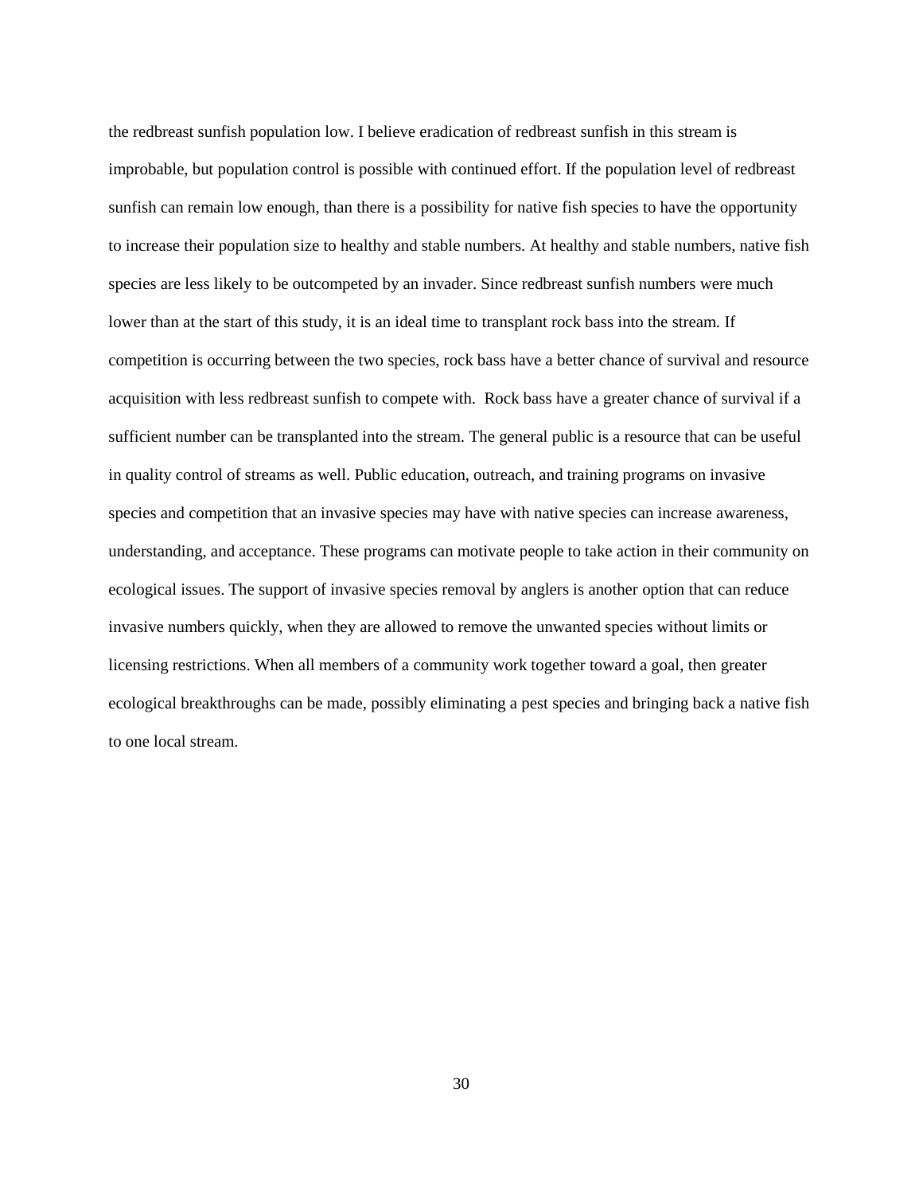the redbreast sunfish population low. I believe eradication of redbreast sunfish in this stream is improbable, but population control is possible with continued effort. If the population level of redbreast sunfish can remain low enough, than there is a possibility for native fish species to have the opportunity to increase their population size to healthy and stable numbers. At healthy and stable numbers, native fish species are less likely to be outcompeted by an invader. Since redbreast sunfish numbers were much lower than at the start of this study, it is an ideal time to transplant rock bass into the stream. If competition is occurring between the two species, rock bass have a better chance of survival and resource acquisition with less redbreast sunfish to compete with. Rock bass have a greater chance of survival if a sufficient number can be transplanted into the stream. The general public is a resource that can be useful in quality control of streams as well. Public education, outreach, and training programs on invasive species and competition that an invasive species may have with native species can increase awareness, understanding, and acceptance. These programs can motivate people to take action in their community on ecological issues. The support of invasive species removal by anglers is another option that can reduce invasive numbers quickly, when they are allowed to remove the unwanted species without limits or licensing restrictions. When all members of a community work together toward a goal, then greater ecological breakthroughs can be made, possibly eliminating a pest species and bringing back a native fish to one local stream.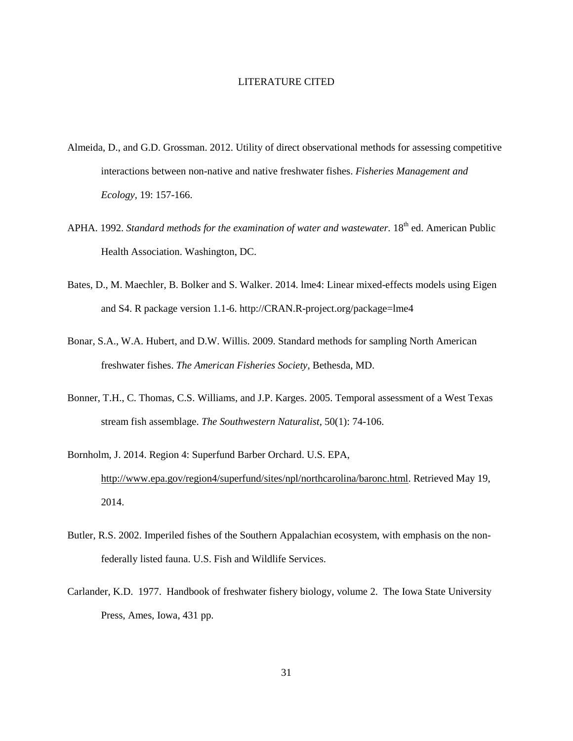# LITERATURE CITED

Almeida, D., and G.D. Grossman. 2012. Utility of direct observational methods for assessing competitive interactions between non-native and native freshwater fishes. *Fisheries Management and Ecology*, 19: 157-166.

APHA. 1992. *Standard methods for the examination of water and wastewater.* 18th ed. American Public Health Association. Washington, DC.

Bates, D., M. Maechler, B. Bolker and S. Walker. 2014. lme4: Linear mixed-effects models using Eigen and S4. R package version 1.1-6. http://CRAN.R-project.org/package=lme4

Bonar, S.A., W.A. Hubert, and D.W. Willis. 2009. Standard methods for sampling North American freshwater fishes. *The American Fisheries Society*, Bethesda, MD.

Bonner, T.H., C. Thomas, C.S. Williams, and J.P. Karges. 2005. Temporal assessment of a West Texas stream fish assemblage. *The Southwestern Naturalist*, 50(1): 74-106.

Bornholm, J. 2014. Region 4: Superfund Barber Orchard. U.S. EPA, http://www.epa.gov/region4/superfund/sites/npl/northcarolina/baronc.html. Retrieved May 19, 2014.

Butler, R.S. 2002. Imperiled fishes of the Southern Appalachian ecosystem, with emphasis on the non-federally listed fauna. U.S. Fish and Wildlife Services.

Carlander, K.D. 1977. Handbook of freshwater fishery biology, volume 2. The Iowa State University Press, Ames, Iowa, 431 pp.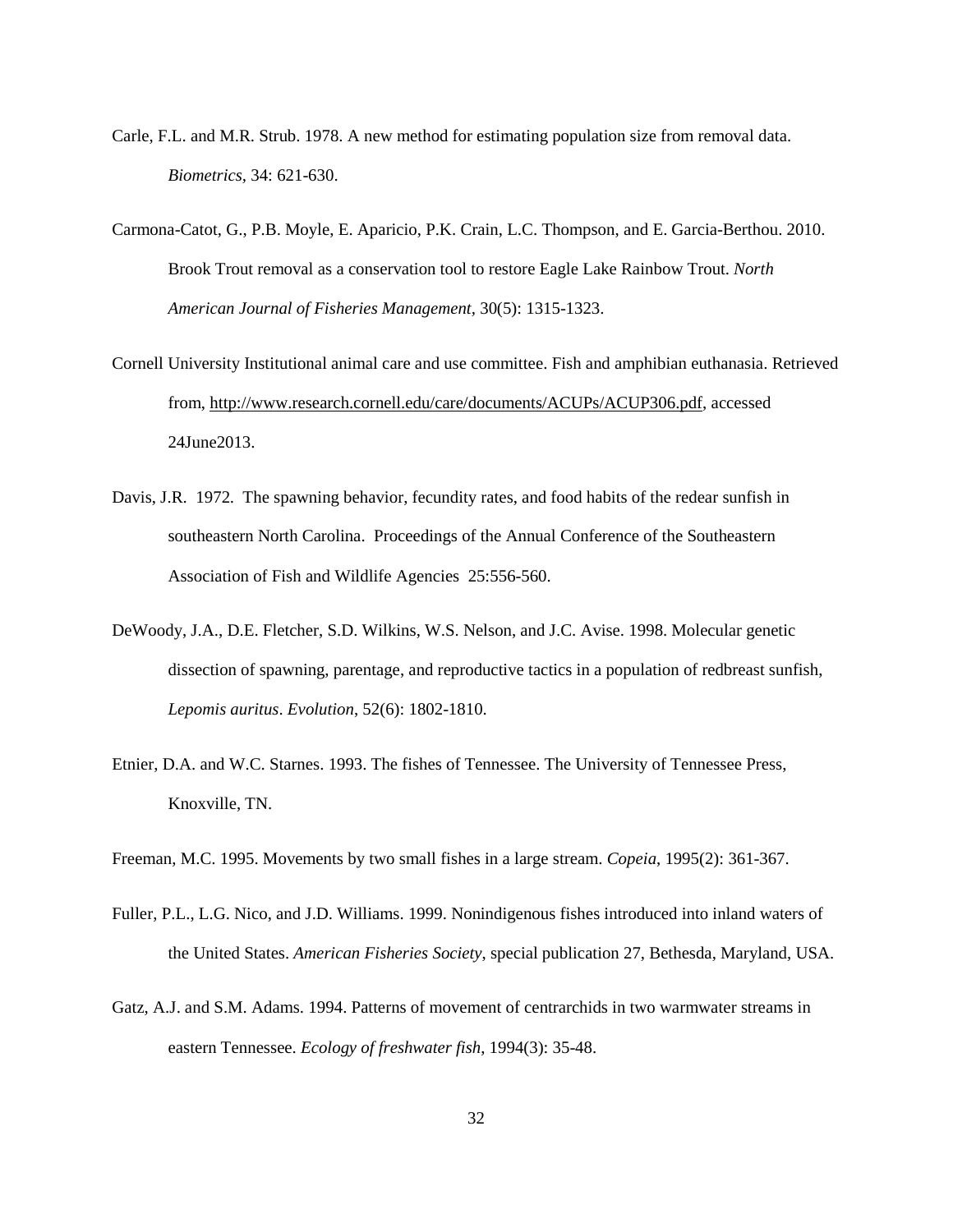Carle, F.L. and M.R. Strub. 1978. A new method for estimating population size from removal data. *Biometrics*, 34: 621-630.

Carmona-Catot, G., P.B. Moyle, E. Aparicio, P.K. Crain, L.C. Thompson, and E. Garcia-Berthou. 2010. Brook Trout removal as a conservation tool to restore Eagle Lake Rainbow Trout. *North American Journal of Fisheries Management*, 30(5): 1315-1323.

Cornell University Institutional animal care and use committee. Fish and amphibian euthanasia. Retrieved from, http://www.research.cornell.edu/care/documents/ACUPs/ACUP306.pdf, accessed 24June2013.

Davis, J.R. 1972. The spawning behavior, fecundity rates, and food habits of the redear sunfish in southeastern North Carolina. Proceedings of the Annual Conference of the Southeastern Association of Fish and Wildlife Agencies 25:556-560.

DeWoody, J.A., D.E. Fletcher, S.D. Wilkins, W.S. Nelson, and J.C. Avise. 1998. Molecular genetic dissection of spawning, parentage, and reproductive tactics in a population of redbreast sunfish, *Lepomis auritus*. *Evolution*, 52(6): 1802-1810.

Etnier, D.A. and W.C. Starnes. 1993. The fishes of Tennessee. The University of Tennessee Press, Knoxville, TN.

Freeman, M.C. 1995. Movements by two small fishes in a large stream. *Copeia*, 1995(2): 361-367.

Fuller, P.L., L.G. Nico, and J.D. Williams. 1999. Nonindigenous fishes introduced into inland waters of the United States. *American Fisheries Society*, special publication 27, Bethesda, Maryland, USA.

Gatz, A.J. and S.M. Adams. 1994. Patterns of movement of centrarchids in two warmwater streams in eastern Tennessee. *Ecology of freshwater fish*, 1994(3): 35-48.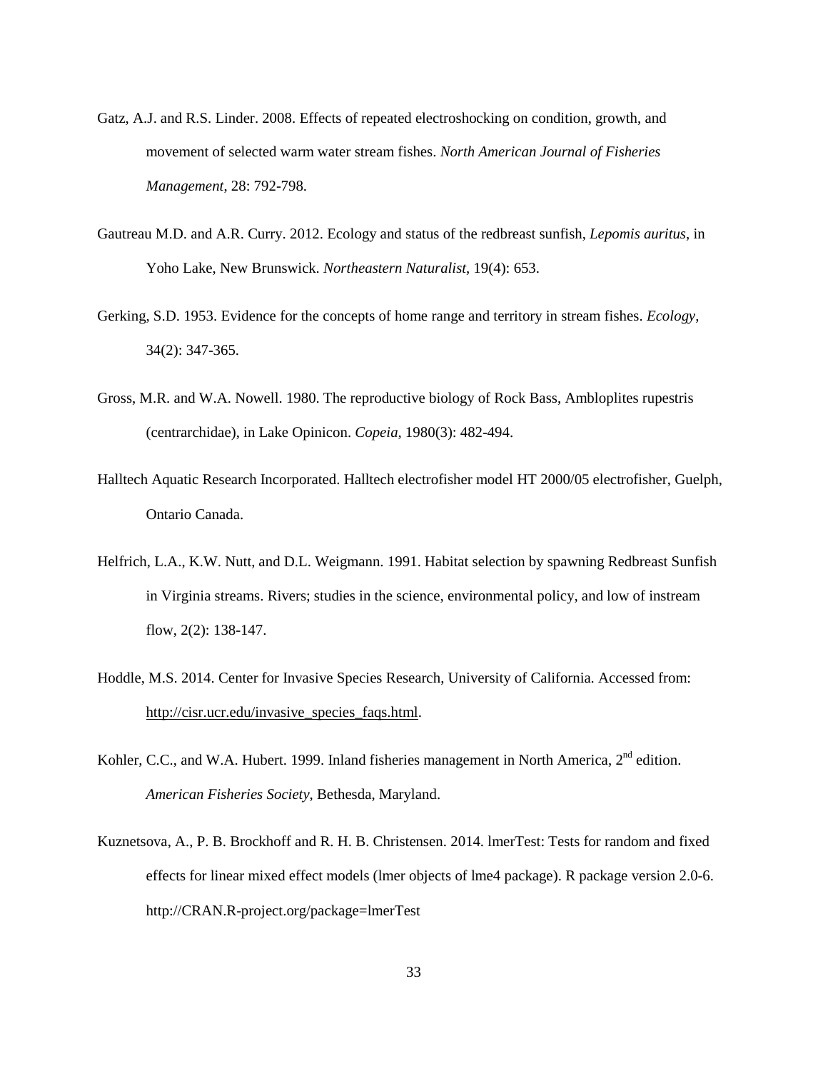Gatz, A.J. and R.S. Linder. 2008. Effects of repeated electroshocking on condition, growth, and movement of selected warm water stream fishes. *North American Journal of Fisheries Management*, 28: 792-798.

Gautreau M.D. and A.R. Curry. 2012. Ecology and status of the redbreast sunfish, *Lepomis auritus*, in Yoho Lake, New Brunswick. *Northeastern Naturalist*, 19(4): 653.

Gerking, S.D. 1953. Evidence for the concepts of home range and territory in stream fishes. *Ecology*, 34(2): 347-365.

Gross, M.R. and W.A. Nowell. 1980. The reproductive biology of Rock Bass, Ambloplites rupestris (centrarchidae), in Lake Opinicon. *Copeia*, 1980(3): 482-494.

Halltech Aquatic Research Incorporated. Halltech electrofisher model HT 2000/05 electrofisher, Guelph, Ontario Canada.

Helfrich, L.A., K.W. Nutt, and D.L. Weigmann. 1991. Habitat selection by spawning Redbreast Sunfish in Virginia streams. Rivers; studies in the science, environmental policy, and low of instream flow, 2(2): 138-147.

Hoddle, M.S. 2014. Center for Invasive Species Research, University of California. Accessed from: http://cisr.ucr.edu/invasive_species_faqs.html.

Kohler, C.C., and W.A. Hubert. 1999. Inland fisheries management in North America, 2nd edition. *American Fisheries Society*, Bethesda, Maryland.

Kuznetsova, A., P. B. Brockhoff and R. H. B. Christensen. 2014. lmerTest: Tests for random and fixed effects for linear mixed effect models (lmer objects of lme4 package). R package version 2.0-6. http://CRAN.R-project.org/package=lmerTest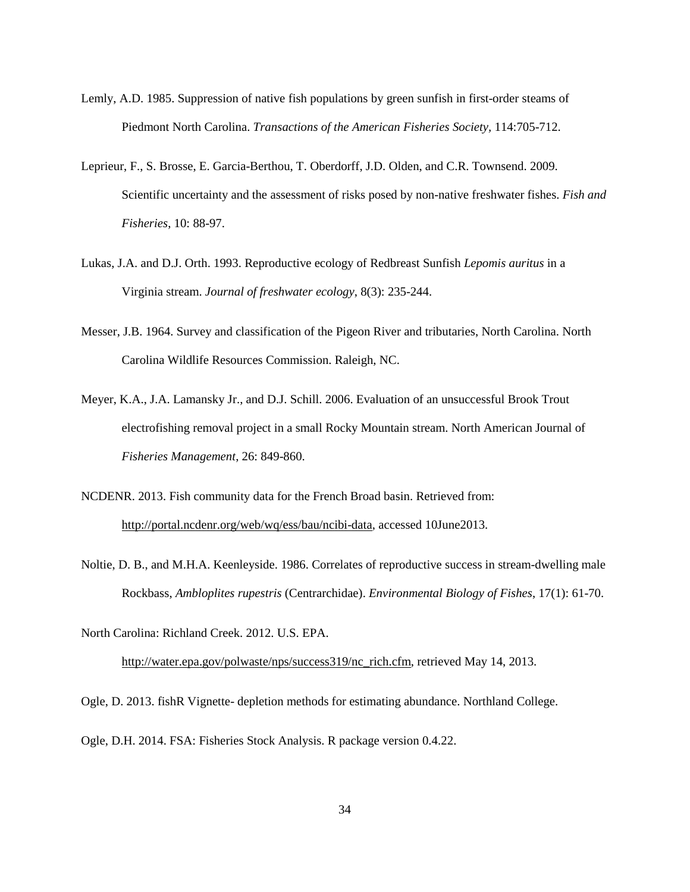Lemly, A.D. 1985. Suppression of native fish populations by green sunfish in first-order steams of Piedmont North Carolina. *Transactions of the American Fisheries Society*, 114:705-712.

Leprieur, F., S. Brosse, E. Garcia-Berthou, T. Oberdorff, J.D. Olden, and C.R. Townsend. 2009. Scientific uncertainty and the assessment of risks posed by non-native freshwater fishes. *Fish and Fisheries*, 10: 88-97.

Lukas, J.A. and D.J. Orth. 1993. Reproductive ecology of Redbreast Sunfish *Lepomis auritus* in a Virginia stream. *Journal of freshwater ecology*, 8(3): 235-244.

Messer, J.B. 1964. Survey and classification of the Pigeon River and tributaries, North Carolina. North Carolina Wildlife Resources Commission. Raleigh, NC.

Meyer, K.A., J.A. Lamansky Jr., and D.J. Schill. 2006. Evaluation of an unsuccessful Brook Trout electrofishing removal project in a small Rocky Mountain stream. North American Journal of *Fisheries Management*, 26: 849-860.

NCDENR. 2013. Fish community data for the French Broad basin. Retrieved from: http://portal.ncdenr.org/web/wq/ess/bau/ncibi-data, accessed 10June2013.

Noltie, D. B., and M.H.A. Keenleyside. 1986. Correlates of reproductive success in stream-dwelling male Rockbass, *Ambloplites rupestris* (Centrarchidae). *Environmental Biology of Fishes*, 17(1): 61-70.

North Carolina: Richland Creek. 2012. U.S. EPA. http://water.epa.gov/polwaste/nps/success319/nc_rich.cfm, retrieved May 14, 2013.

Ogle, D. 2013. fishR Vignette- depletion methods for estimating abundance. Northland College.

Ogle, D.H. 2014. FSA: Fisheries Stock Analysis. R package version 0.4.22.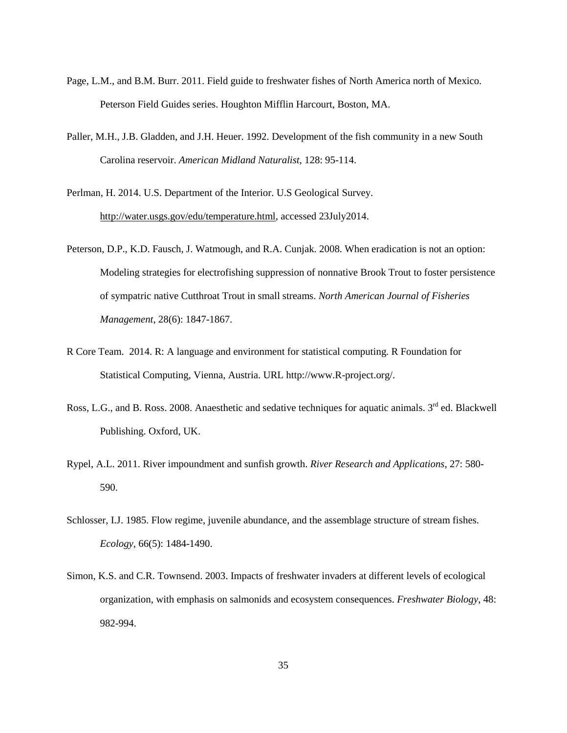Page, L.M., and B.M. Burr. 2011. Field guide to freshwater fishes of North America north of Mexico. Peterson Field Guides series. Houghton Mifflin Harcourt, Boston, MA.

Paller, M.H., J.B. Gladden, and J.H. Heuer. 1992. Development of the fish community in a new South Carolina reservoir. *American Midland Naturalist*, 128: 95-114.

Perlman, H. 2014. U.S. Department of the Interior. U.S Geological Survey. http://water.usgs.gov/edu/temperature.html, accessed 23July2014.

Peterson, D.P., K.D. Fausch, J. Watmough, and R.A. Cunjak. 2008. When eradication is not an option: Modeling strategies for electrofishing suppression of nonnative Brook Trout to foster persistence of sympatric native Cutthroat Trout in small streams. *North American Journal of Fisheries Management*, 28(6): 1847-1867.

R Core Team. 2014. R: A language and environment for statistical computing. R Foundation for Statistical Computing, Vienna, Austria. URL http://www.R-project.org/.

Ross, L.G., and B. Ross. 2008. Anaesthetic and sedative techniques for aquatic animals. 3rd ed. Blackwell Publishing. Oxford, UK.

Rypel, A.L. 2011. River impoundment and sunfish growth. *River Research and Applications*, 27: 580-590.

Schlosser, I.J. 1985. Flow regime, juvenile abundance, and the assemblage structure of stream fishes. *Ecology*, 66(5): 1484-1490.

Simon, K.S. and C.R. Townsend. 2003. Impacts of freshwater invaders at different levels of ecological organization, with emphasis on salmonids and ecosystem consequences. *Freshwater Biology*, 48: 982-994.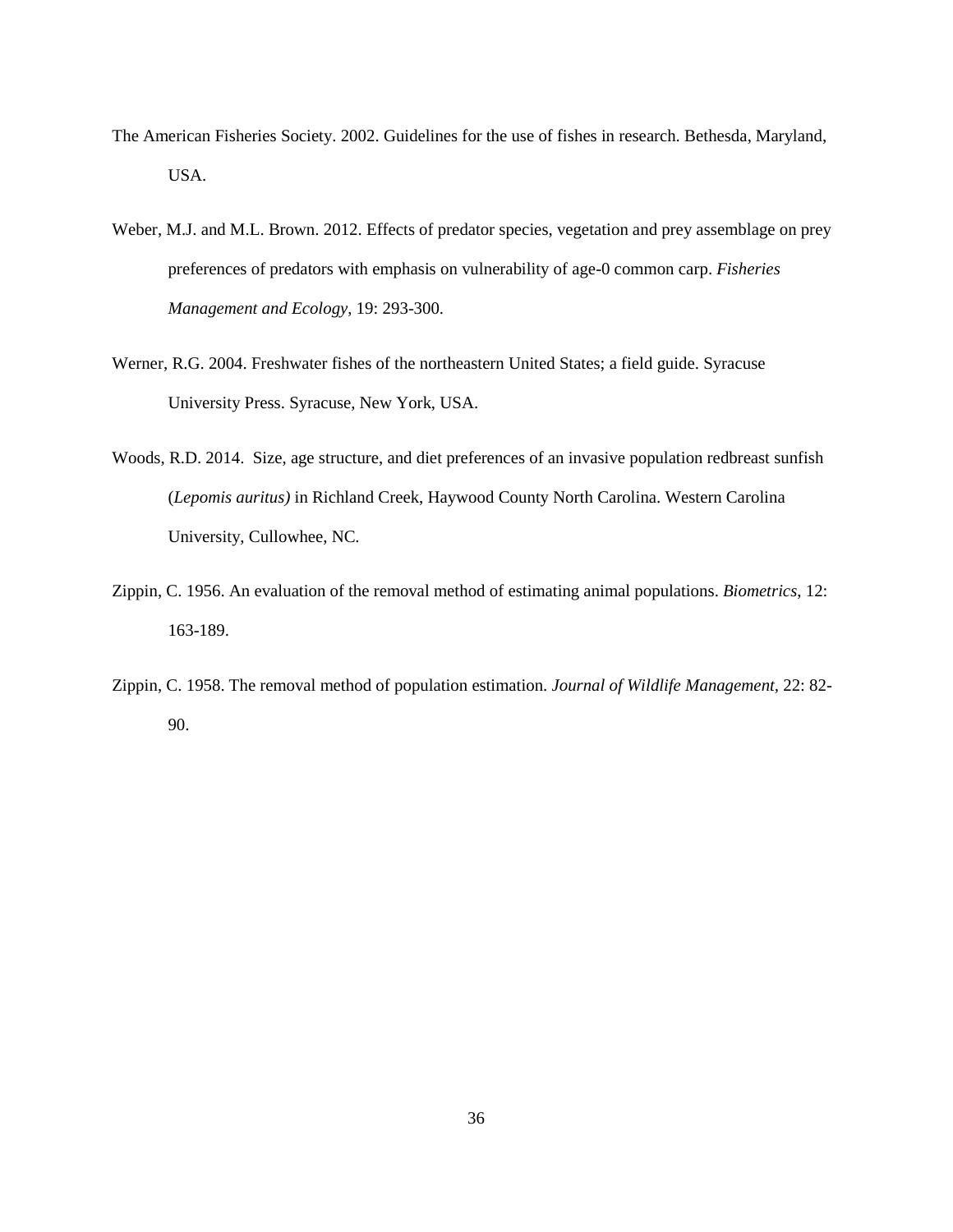The American Fisheries Society. 2002. Guidelines for the use of fishes in research. Bethesda, Maryland, USA.

Weber, M.J. and M.L. Brown. 2012. Effects of predator species, vegetation and prey assemblage on prey preferences of predators with emphasis on vulnerability of age-0 common carp. *Fisheries Management and Ecology*, 19: 293-300.

Werner, R.G. 2004. Freshwater fishes of the northeastern United States; a field guide. Syracuse University Press. Syracuse, New York, USA.

Woods, R.D. 2014. Size, age structure, and diet preferences of an invasive population redbreast sunfish (*Lepomis auritus)* in Richland Creek, Haywood County North Carolina. Western Carolina University, Cullowhee, NC.

Zippin, C. 1956. An evaluation of the removal method of estimating animal populations. *Biometrics*, 12: 163-189.

Zippin, C. 1958. The removal method of population estimation. *Journal of Wildlife Management,* 22: 82-90.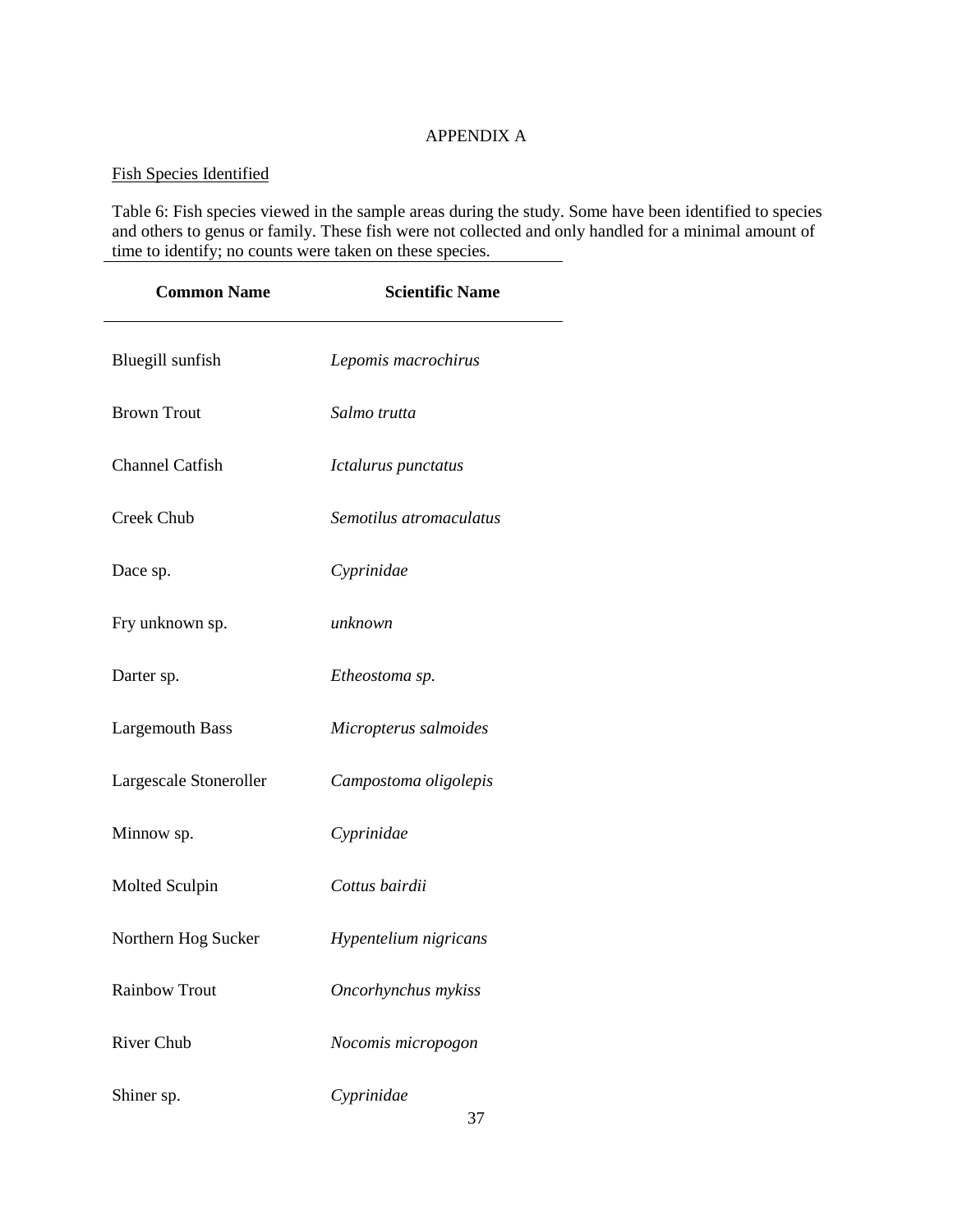# APPENDIX A

Fish Species Identified

Table 6: Fish species viewed in the sample areas during the study. Some have been identified to species and others to genus or family. These fish were not collected and only handled for a minimal amount of time to identify; no counts were taken on these species.

| **Common Name** | **Scientific Name** |
|---|---|
| Bluegill sunfish | *Lepomis macrochirus* |
| Brown Trout | *Salmo trutta* |
| Channel Catfish | *Ictalurus punctatus* |
| Creek Chub | *Semotilus atromaculatus* |
| Dace sp. | *Cyprinidae* |
| Fry unknown sp. | *unknown* |
| Darter sp. | *Etheostoma sp.* |
| Largemouth Bass | *Micropterus salmoides* |
| Largescale Stoneroller | *Campostoma oligolepis* |
| Minnow sp. | *Cyprinidae* |
| Molted Sculpin | *Cottus bairdii* |
| Northern Hog Sucker | *Hypentelium nigricans* |
| Rainbow Trout | *Oncorhynchus mykiss* |
| River Chub | *Nocomis micropogon* |
| Shiner sp. | *Cyprinidae* |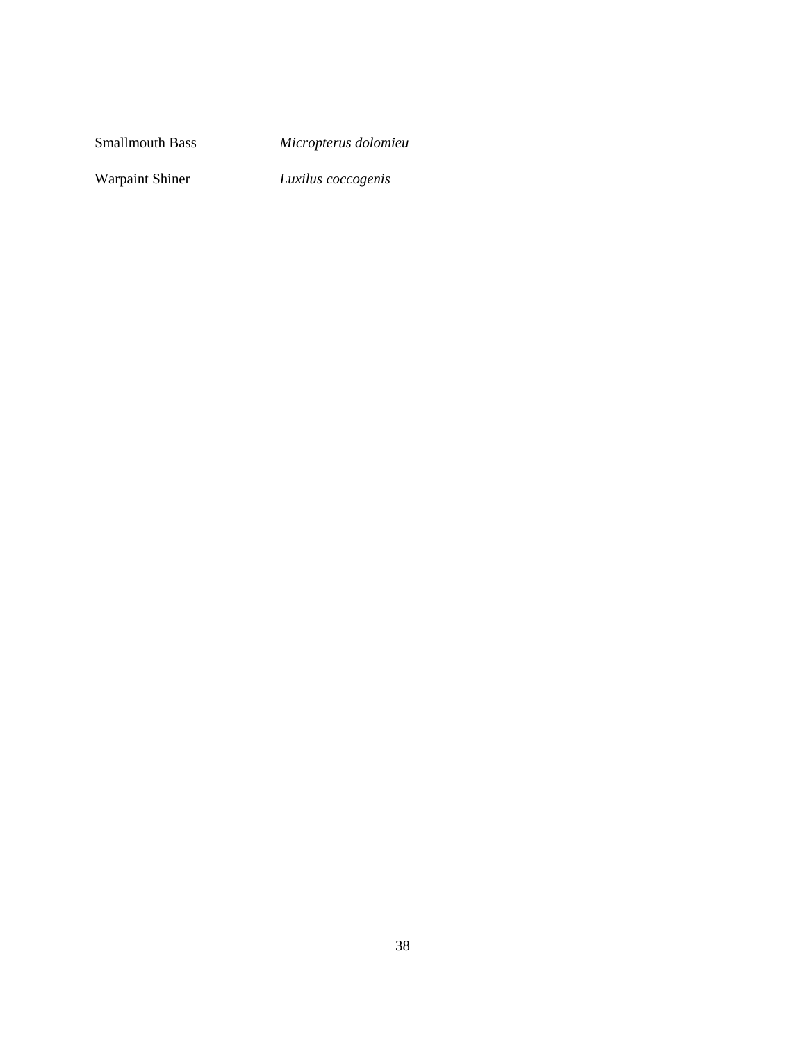| | |
|---|---|
| Smallmouth Bass | *Micropterus dolomieu* |
| Warpaint Shiner | *Luxilus coccogenis* |